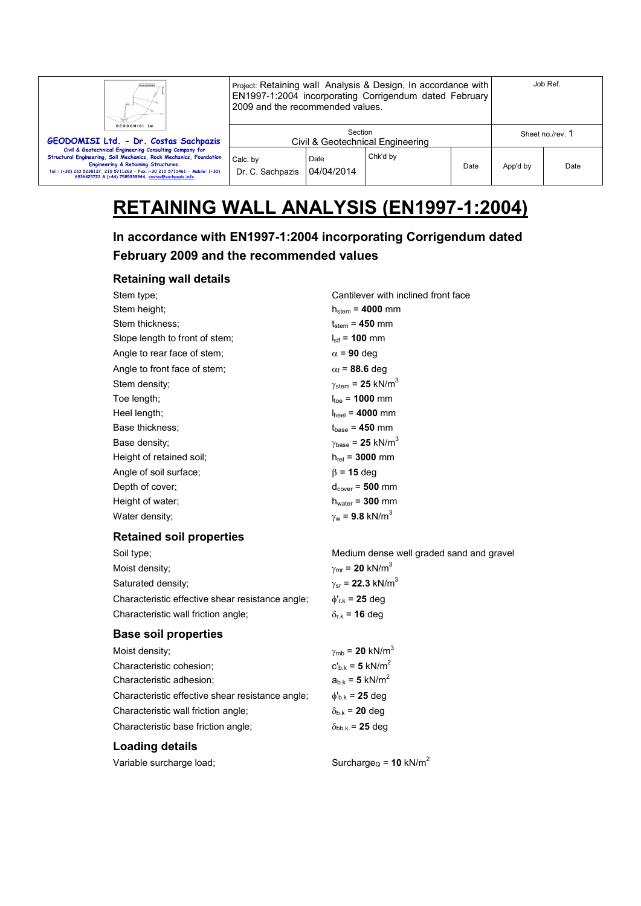| GEODOMISI Ltd. - Dr. Costas Sachpazis<br>Civil & Geotechnical Engineering Consulting Company for Structural Engineering, Soil Mechanics, Rock Mechanics, Foundation Engineering & Retaining Structures.<br>Tel.: (+30) 210 5238127, 210 5711263 - Fax.:+30 210 5711461 - Mobile: (+30) 6936425722 & (+44) 7585939944, costas@sachpazis.info | Project: Retaining wall Analysis & Design, In accordance with EN1997-1:2004 incorporating Corrigendum dated February 2009 and the recommended values. | | | Job Ref. | |
|---|---|---|---|---|---|
| | Section<br>Civil & Geotechnical Engineering | | | Sheet no./rev. 1 | |
| | Calc. by<br>Dr. C. Sachpazis | Date<br>04/04/2014 | Chk'd by | Date | App'd by | Date |

# RETAINING WALL ANALYSIS (EN1997-1:2004)

## In accordance with EN1997-1:2004 incorporating Corrigendum dated February 2009 and the recommended values

### Retaining wall details

| | |
|---|---|
| Stem type; | Cantilever with inclined front face |
| Stem height; | $h_{stem}$ = **4000** mm |
| Stem thickness; | $t_{stem}$ = **450** mm |
| Slope length to front of stem; | $l_{slf}$ = **100** mm |
| Angle to rear face of stem; | $\alpha$ = **90** deg |
| Angle to front face of stem; | $\alpha_f$ = **88.6** deg |
| Stem density; | $\gamma_{stem}$ = **25** kN/m$^3$ |
| Toe length; | $l_{toe}$ = **1000** mm |
| Heel length; | $l_{heel}$ = **4000** mm |
| Base thickness; | $t_{base}$ = **450** mm |
| Base density; | $\gamma_{base}$ = **25** kN/m$^3$ |
| Height of retained soil; | $h_{ret}$ = **3000** mm |
| Angle of soil surface; | $\beta$ = **15** deg |
| Depth of cover; | $d_{cover}$ = **500** mm |
| Height of water; | $h_{water}$ = **300** mm |
| Water density; | $\gamma_w$ = **9.8** kN/m$^3$ |

### Retained soil properties

| | |
|---|---|
| Soil type; | Medium dense well graded sand and gravel |
| Moist density; | $\gamma_{mr}$ = **20** kN/m$^3$ |
| Saturated density; | $\gamma_{sr}$ = **22.3** kN/m$^3$ |
| Characteristic effective shear resistance angle; | $\phi'_{r.k}$ = **25** deg |
| Characteristic wall friction angle; | $\delta_{r.k}$ = **16** deg |

### Base soil properties

| | |
|---|---|
| Moist density; | $\gamma_{mb}$ = **20** kN/m$^3$ |
| Characteristic cohesion; | $c'_{b.k}$ = **5** kN/m$^2$ |
| Characteristic adhesion; | $a_{b.k}$ = **5** kN/m$^2$ |
| Characteristic effective shear resistance angle; | $\phi'_{b.k}$ = **25** deg |
| Characteristic wall friction angle; | $\delta_{b.k}$ = **20** deg |
| Characteristic base friction angle; | $\delta_{bb.k}$ = **25** deg |

### Loading details

| | |
|---|---|
| Variable surcharge load; | $Surcharge_Q$ = **10** kN/m$^2$ |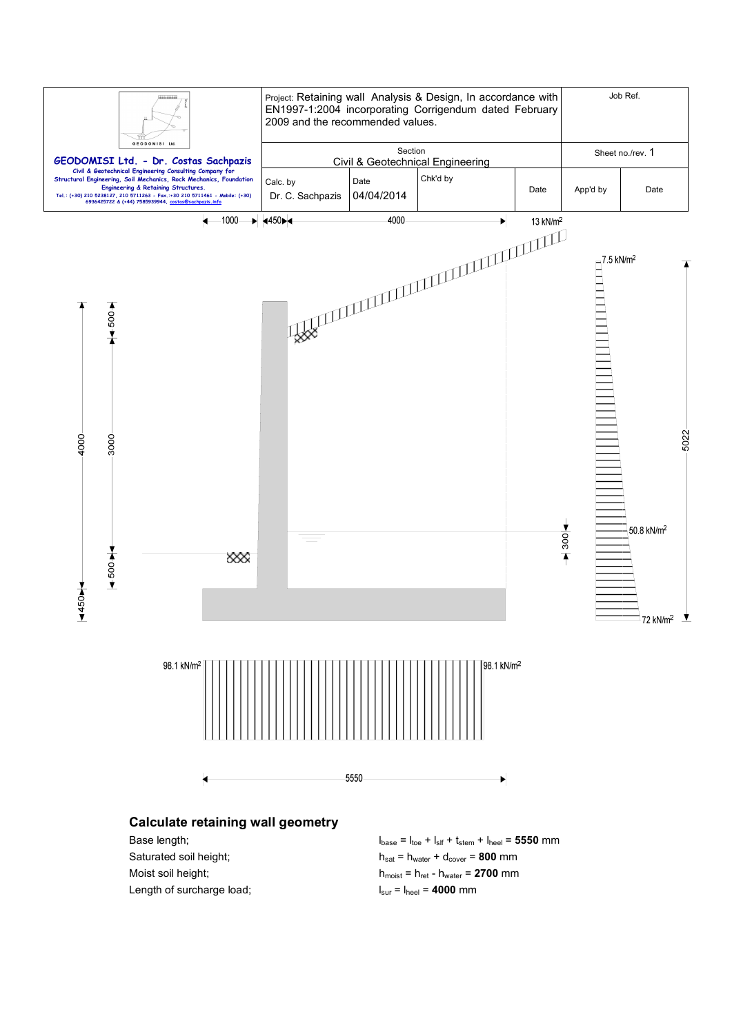| GEODOMISI Ltd. - Dr. Costas Sachpazis<br>Civil & Geotechnical Engineering Consulting Company for Structural Engineering, Soil Mechanics, Rock Mechanics, Foundation Engineering & Retaining Structures.<br>Tel.: (+30) 210 5238127, 210 5711263 - Fax.:+30 210 5711461 - Mobile: (+30) 6936425722 & (+44) 7585939944, costas@sachpazis.info | Project: Retaining wall Analysis & Design, In accordance with EN1997-1:2004 incorporating Corrigendum dated February 2009 and the recommended values. | | | | Job Ref. | |
|---|---|---|---|---|---|---|
| | Section<br>Civil & Geotechnical Engineering | | | | Sheet no./rev. 1 | |
| | Calc. by<br>Dr. C. Sachpazis | Date<br>04/04/2014 | Chk'd by | Date | App'd by | Date |

## Calculate retaining wall geometry

Base length; $l_{base} = l_{toe} + l_{slf} + t_{stem} + l_{heel}$ = **5550** mm

Saturated soil height; $h_{sat} = h_{water} + d_{cover}$ = **800** mm

Moist soil height; $h_{moist} = h_{ret} - h_{water}$ = **2700** mm

Length of surcharge load; $l_{sur} = l_{heel}$ = **4000** mm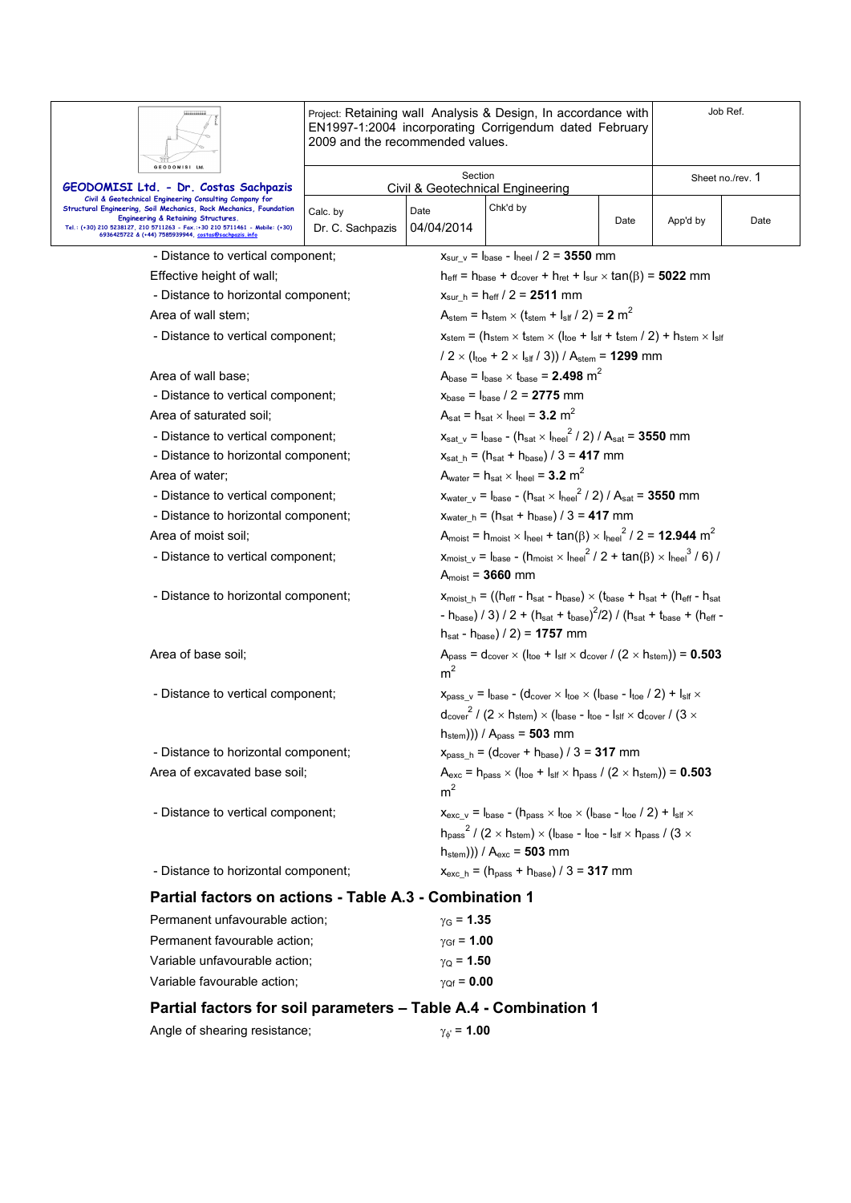- Distance to vertical component; $x_{sur\_v} = l_{base} - l_{heel} / 2 =$ **3550** mm

Effective height of wall; $h_{eff} = h_{base} + d_{cover} + h_{ret} + l_{sur} \times \tan(\beta) =$ **5022** mm

- Distance to horizontal component; $x_{sur\_h} = h_{eff} / 2 =$ **2511** mm

Area of wall stem; $A_{stem} = h_{stem} \times (t_{stem} + l_{slf} / 2) =$ **2** $m^2$

- Distance to vertical component; $x_{stem} = (h_{stem} \times t_{stem} \times (l_{toe} + l_{slf} + t_{stem} / 2) + h_{stem} \times l_{slf} / 2 \times (l_{toe} + 2 \times l_{slf} / 3)) / A_{stem} =$ **1299** mm

Area of wall base; $A_{base} = l_{base} \times t_{base} =$ **2.498** $m^2$

- Distance to vertical component; $x_{base} = l_{base} / 2 =$ **2775** mm

Area of saturated soil; $A_{sat} = h_{sat} \times l_{heel} =$ **3.2** $m^2$

- Distance to vertical component; $x_{sat\_v} = l_{base} - (h_{sat} \times l_{heel}^2 / 2) / A_{sat} =$ **3550** mm

- Distance to horizontal component; $x_{sat\_h} = (h_{sat} + h_{base}) / 3 =$ **417** mm

Area of water; $A_{water} = h_{sat} \times l_{heel} =$ **3.2** $m^2$

- Distance to vertical component; $x_{water\_v} = l_{base} - (h_{sat} \times l_{heel}^2 / 2) / A_{sat} =$ **3550** mm

- Distance to horizontal component; $x_{water\_h} = (h_{sat} + h_{base}) / 3 =$ **417** mm

Area of moist soil; $A_{moist} = h_{moist} \times l_{heel} + \tan(\beta) \times l_{heel}^2 / 2 =$ **12.944** $m^2$

- Distance to vertical component; $x_{moist\_v} = l_{base} - (h_{moist} \times l_{heel}^2 / 2 + \tan(\beta) \times l_{heel}^3 / 6) / A_{moist} =$ **3660** mm

- Distance to horizontal component; $x_{moist\_h} = ((h_{eff} - h_{sat} - h_{base}) \times (t_{base} + h_{sat} + (h_{eff} - h_{sat} - h_{base}) / 3) / 2 + (h_{sat} + t_{base})^2/2) / (h_{sat} + t_{base} + (h_{eff} - h_{sat} - h_{base}) / 2) =$ **1757** mm

Area of base soil; $A_{pass} = d_{cover} \times (l_{toe} + l_{slf} \times d_{cover} / (2 \times h_{stem})) =$ **0.503** $m^2$

- Distance to vertical component; $x_{pass\_v} = l_{base} - (d_{cover} \times l_{toe} \times (l_{base} - l_{toe} / 2) + l_{slf} \times d_{cover}^2 / (2 \times h_{stem}) \times (l_{base} - l_{toe} - l_{slf} \times d_{cover} / (3 \times h_{stem}))) / A_{pass} =$ **503** mm

- Distance to horizontal component; $x_{pass\_h} = (d_{cover} + h_{base}) / 3 =$ **317** mm

Area of excavated base soil; $A_{exc} = h_{pass} \times (l_{toe} + l_{slf} \times h_{pass} / (2 \times h_{stem})) =$ **0.503** $m^2$

- Distance to vertical component; $x_{exc\_v} = l_{base} - (h_{pass} \times l_{toe} \times (l_{base} - l_{toe} / 2) + l_{slf} \times h_{pass}^2 / (2 \times h_{stem}) \times (l_{base} - l_{toe} - l_{slf} \times h_{pass} / (3 \times h_{stem}))) / A_{exc} =$ **503** mm

- Distance to horizontal component; $x_{exc\_h} = (h_{pass} + h_{base}) / 3 =$ **317** mm

## Partial factors on actions - Table A.3 - Combination 1

Permanent unfavourable action; $\gamma_G =$ **1.35**

Permanent favourable action; $\gamma_{Gf} =$ **1.00**

Variable unfavourable action; $\gamma_Q =$ **1.50**

Variable favourable action; $\gamma_{Qf} =$ **0.00**

## Partial factors for soil parameters – Table A.4 - Combination 1

Angle of shearing resistance; $\gamma_{\phi'} =$ **1.00**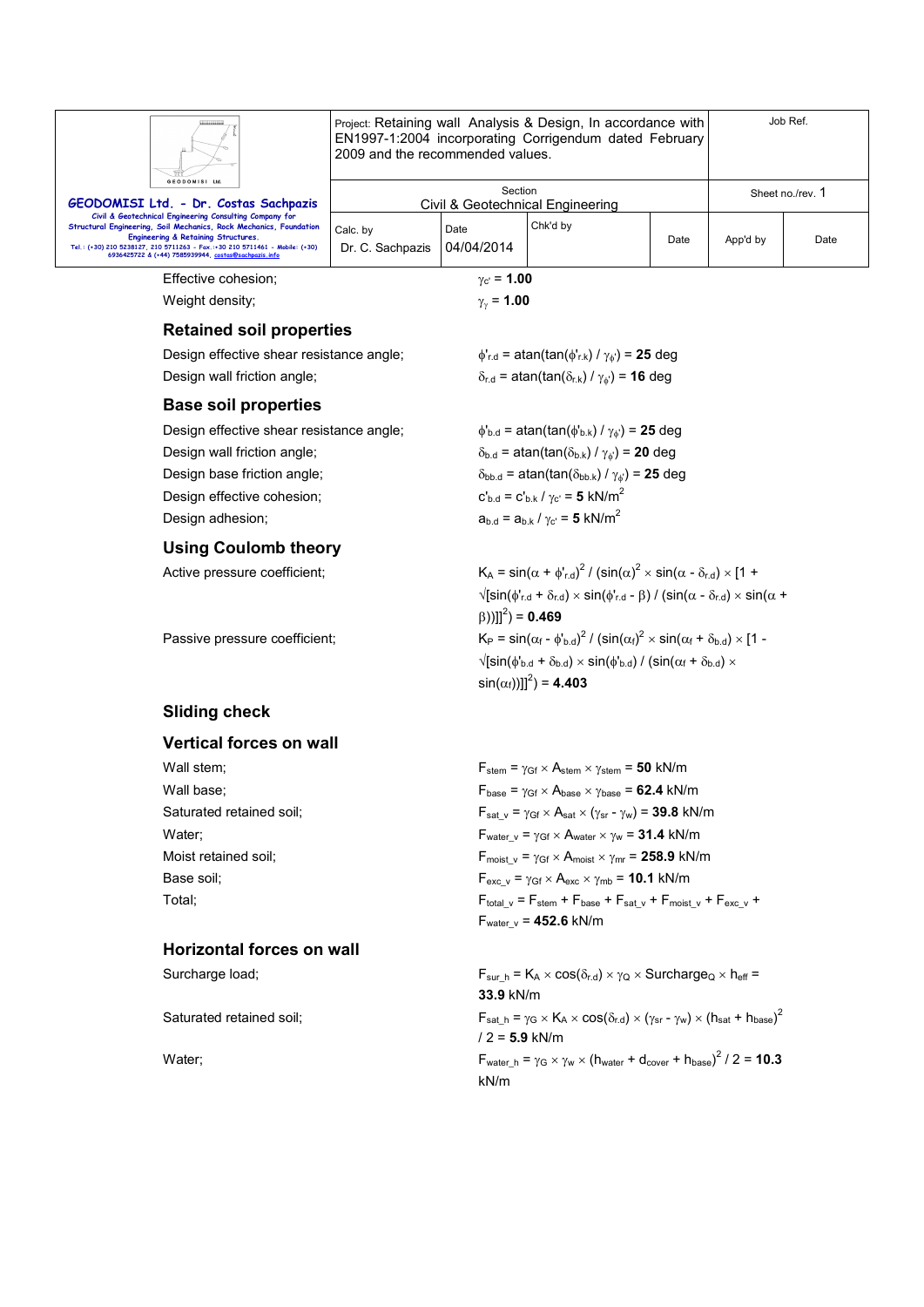Effective cohesion; $\gamma_{c'} = \mathbf{1.00}$

Weight density; $\gamma_{\gamma} = \mathbf{1.00}$

## Retained soil properties

Design effective shear resistance angle; $\phi'_{r.d} = \text{atan}(\tan(\phi'_{r.k}) / \gamma_{\phi'}) = \mathbf{25}$ deg

Design wall friction angle; $\delta_{r.d} = \text{atan}(\tan(\delta_{r.k}) / \gamma_{\phi'}) = \mathbf{16}$ deg

## Base soil properties

Design effective shear resistance angle; $\phi'_{b.d} = \text{atan}(\tan(\phi'_{b.k}) / \gamma_{\phi'}) = \mathbf{25}$ deg

Design wall friction angle; $\delta_{b.d} = \text{atan}(\tan(\delta_{b.k}) / \gamma_{\phi'}) = \mathbf{20}$ deg

Design base friction angle; $\delta_{bb.d} = \text{atan}(\tan(\delta_{bb.k}) / \gamma_{\phi'}) = \mathbf{25}$ deg

Design effective cohesion; $c'_{b.d} = c'_{b.k} / \gamma_{c'} = \mathbf{5}$ kN/m$^2$

Design adhesion; $a_{b.d} = a_{b.k} / \gamma_{c'} = \mathbf{5}$ kN/m$^2$

## Using Coulomb theory

Active pressure coefficient; $K_A = \sin(\alpha + \phi'_{r.d})^2 / (\sin(\alpha)^2 \times \sin(\alpha - \delta_{r.d}) \times [1 + \sqrt{[\sin(\phi'_{r.d} + \delta_{r.d}) \times \sin(\phi'_{r.d} - \beta) / (\sin(\alpha - \delta_{r.d}) \times \sin(\alpha + \beta))]}]^2) = \mathbf{0.469}$

Passive pressure coefficient; $K_P = \sin(\alpha_f - \phi'_{b.d})^2 / (\sin(\alpha_f)^2 \times \sin(\alpha_f + \delta_{b.d}) \times [1 - \sqrt{[\sin(\phi'_{b.d} + \delta_{b.d}) \times \sin(\phi'_{b.d}) / (\sin(\alpha_f + \delta_{b.d}) \times \sin(\alpha_f))]}]^2) = \mathbf{4.403}$

## Sliding check

## Vertical forces on wall

Wall stem; $F_{stem} = \gamma_{Gf} \times A_{stem} \times \gamma_{stem} = \mathbf{50}$ kN/m

Wall base; $F_{base} = \gamma_{Gf} \times A_{base} \times \gamma_{base} = \mathbf{62.4}$ kN/m

Saturated retained soil; $F_{sat\_v} = \gamma_{Gf} \times A_{sat} \times (\gamma_{sr} - \gamma_w) = \mathbf{39.8}$ kN/m

Water; $F_{water\_v} = \gamma_{Gf} \times A_{water} \times \gamma_w = \mathbf{31.4}$ kN/m

Moist retained soil; $F_{moist\_v} = \gamma_{Gf} \times A_{moist} \times \gamma_{mr} = \mathbf{258.9}$ kN/m

Base soil; $F_{exc\_v} = \gamma_{Gf} \times A_{exc} \times \gamma_{mb} = \mathbf{10.1}$ kN/m

Total; $F_{total\_v} = F_{stem} + F_{base} + F_{sat\_v} + F_{moist\_v} + F_{exc\_v} + F_{water\_v} = \mathbf{452.6}$ kN/m

## Horizontal forces on wall

Surcharge load; $F_{sur\_h} = K_A \times \cos(\delta_{r.d}) \times \gamma_Q \times \text{Surcharge}_Q \times h_{eff} = \mathbf{33.9}$ kN/m

Saturated retained soil; $F_{sat\_h} = \gamma_G \times K_A \times \cos(\delta_{r.d}) \times (\gamma_{sr} - \gamma_w) \times (h_{sat} + h_{base})^2 / 2 = \mathbf{5.9}$ kN/m

Water; $F_{water\_h} = \gamma_G \times \gamma_w \times (h_{water} + d_{cover} + h_{base})^2 / 2 = \mathbf{10.3}$ kN/m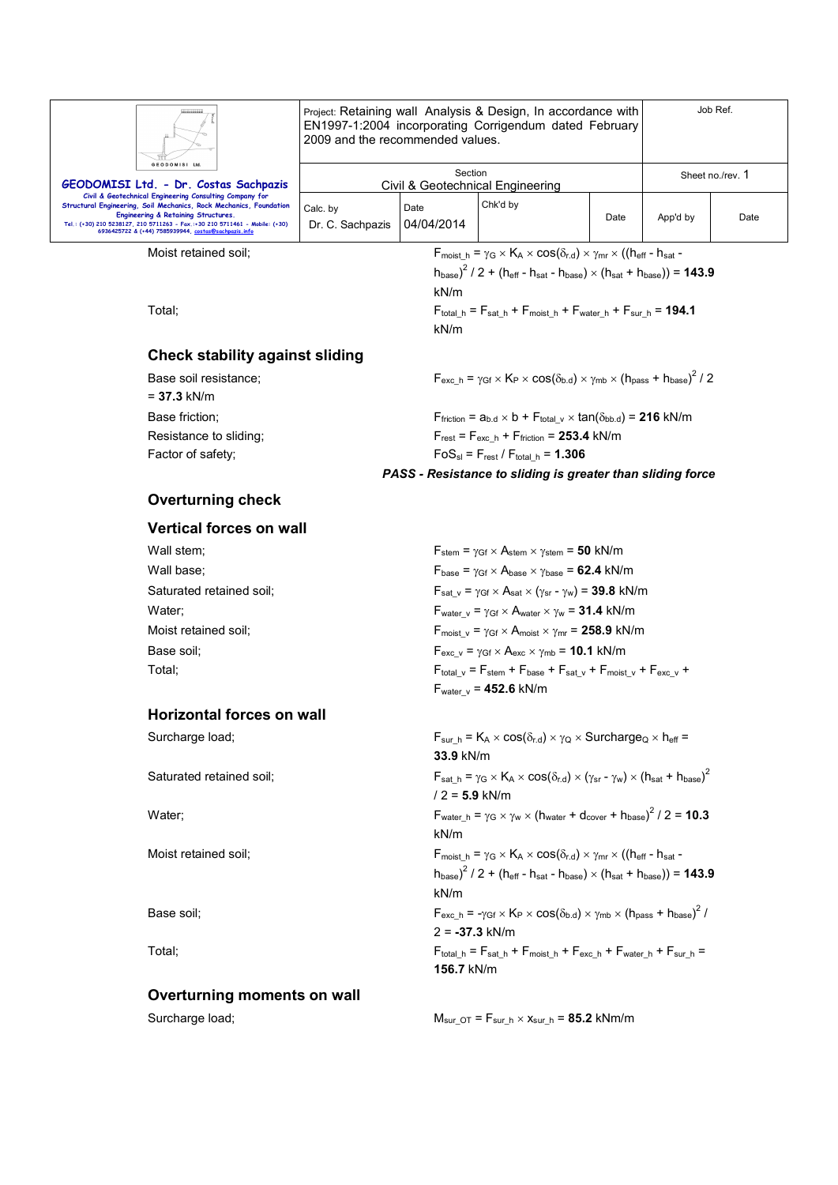Moist retained soil; $F_{moist\_h} = \gamma_G \times K_A \times \cos(\delta_{r.d}) \times \gamma_{mr} \times ((h_{eff} - h_{sat} - h_{base})^2 / 2 + (h_{eff} - h_{sat} - h_{base}) \times (h_{sat} + h_{base}))$ = **143.9** kN/m

Total; $F_{total\_h} = F_{sat\_h} + F_{moist\_h} + F_{water\_h} + F_{sur\_h}$ = **194.1** kN/m

## Check stability against sliding

Base soil resistance; $F_{exc\_h} = \gamma_{Gf} \times K_P \times \cos(\delta_{b.d}) \times \gamma_{mb} \times (h_{pass} + h_{base})^2 / 2$ = **37.3** kN/m

Base friction; $F_{friction} = a_{b.d} \times b + F_{total\_v} \times \tan(\delta_{bb.d})$ = **216** kN/m

Resistance to sliding; $F_{rest} = F_{exc\_h} + F_{friction}$ = **253.4** kN/m

Factor of safety; $FoS_{sl} = F_{rest} / F_{total\_h}$ = **1.306**

***PASS - Resistance to sliding is greater than sliding force***

## Overturning check

## Vertical forces on wall

Wall stem; $F_{stem} = \gamma_{Gf} \times A_{stem} \times \gamma_{stem}$ = **50** kN/m

Wall base; $F_{base} = \gamma_{Gf} \times A_{base} \times \gamma_{base}$ = **62.4** kN/m

Saturated retained soil; $F_{sat\_v} = \gamma_{Gf} \times A_{sat} \times (\gamma_{sr} - \gamma_w)$ = **39.8** kN/m

Water; $F_{water\_v} = \gamma_{Gf} \times A_{water} \times \gamma_w$ = **31.4** kN/m

Moist retained soil; $F_{moist\_v} = \gamma_{Gf} \times A_{moist} \times \gamma_{mr}$ = **258.9** kN/m

Base soil; $F_{exc\_v} = \gamma_{Gf} \times A_{exc} \times \gamma_{mb}$ = **10.1** kN/m

Total; $F_{total\_v} = F_{stem} + F_{base} + F_{sat\_v} + F_{moist\_v} + F_{exc\_v} + F_{water\_v}$ = **452.6** kN/m

## Horizontal forces on wall

Surcharge load; $F_{sur\_h} = K_A \times \cos(\delta_{r.d}) \times \gamma_Q \times Surcharge_Q \times h_{eff}$ = **33.9** kN/m

Saturated retained soil; $F_{sat\_h} = \gamma_G \times K_A \times \cos(\delta_{r.d}) \times (\gamma_{sr} - \gamma_w) \times (h_{sat} + h_{base})^2 / 2$ = **5.9** kN/m

Water; $F_{water\_h} = \gamma_G \times \gamma_w \times (h_{water} + d_{cover} + h_{base})^2 / 2$ = **10.3** kN/m

Moist retained soil; $F_{moist\_h} = \gamma_G \times K_A \times \cos(\delta_{r.d}) \times \gamma_{mr} \times ((h_{eff} - h_{sat} - h_{base})^2 / 2 + (h_{eff} - h_{sat} - h_{base}) \times (h_{sat} + h_{base}))$ = **143.9** kN/m

Base soil; $F_{exc\_h} = -\gamma_{Gf} \times K_P \times \cos(\delta_{b.d}) \times \gamma_{mb} \times (h_{pass} + h_{base})^2 / 2$ = **-37.3** kN/m

Total; $F_{total\_h} = F_{sat\_h} + F_{moist\_h} + F_{exc\_h} + F_{water\_h} + F_{sur\_h}$ = **156.7** kN/m

## Overturning moments on wall

Surcharge load; $M_{sur\_OT} = F_{sur\_h} \times x_{sur\_h}$ = **85.2** kNm/m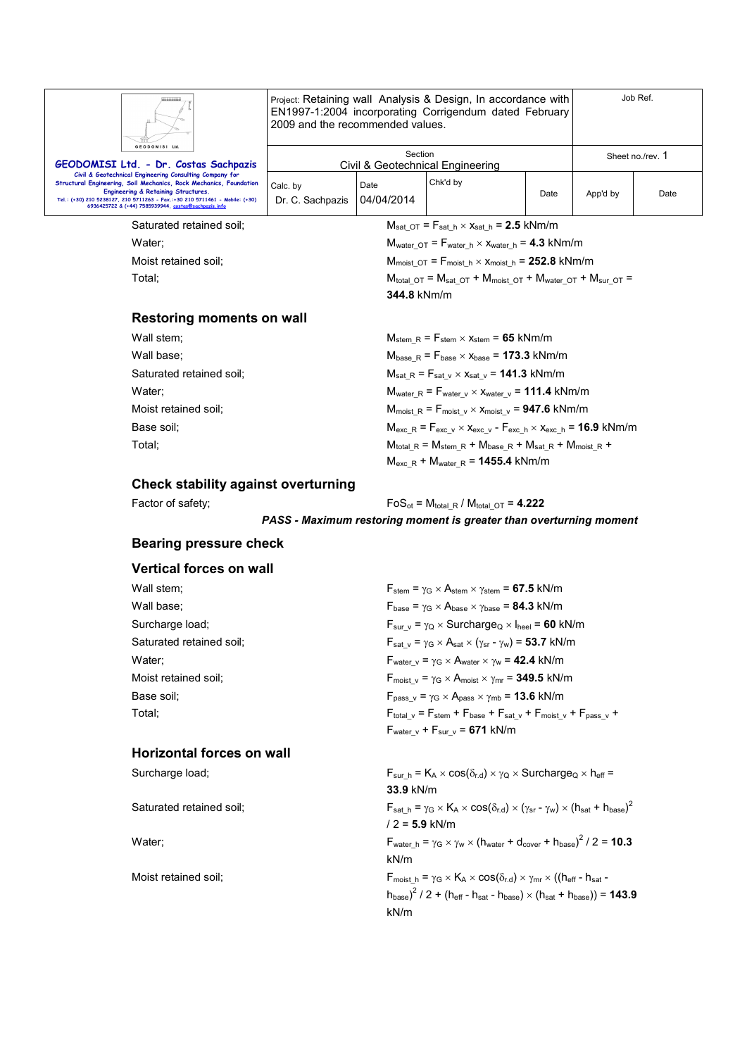Saturated retained soil; $M_{sat\_OT} = F_{sat\_h} \times x_{sat\_h} =$ **2.5** kNm/m

Water; $M_{water\_OT} = F_{water\_h} \times x_{water\_h} =$ **4.3** kNm/m

Moist retained soil; $M_{moist\_OT} = F_{moist\_h} \times x_{moist\_h} =$ **252.8** kNm/m

Total; $M_{total\_OT} = M_{sat\_OT} + M_{moist\_OT} + M_{water\_OT} + M_{sur\_OT} =$ **344.8** kNm/m

## Restoring moments on wall

Wall stem; $M_{stem\_R} = F_{stem} \times x_{stem} =$ **65** kNm/m

Wall base; $M_{base\_R} = F_{base} \times x_{base} =$ **173.3** kNm/m

Saturated retained soil; $M_{sat\_R} = F_{sat\_v} \times x_{sat\_v} =$ **141.3** kNm/m

Water; $M_{water\_R} = F_{water\_v} \times x_{water\_v} =$ **111.4** kNm/m

Moist retained soil; $M_{moist\_R} = F_{moist\_v} \times x_{moist\_v} =$ **947.6** kNm/m

Base soil; $M_{exc\_R} = F_{exc\_v} \times x_{exc\_v} - F_{exc\_h} \times x_{exc\_h} =$ **16.9** kNm/m

Total; $M_{total\_R} = M_{stem\_R} + M_{base\_R} + M_{sat\_R} + M_{moist\_R} + M_{exc\_R} + M_{water\_R} =$ **1455.4** kNm/m

## Check stability against overturning

Factor of safety; $FoS_{ot} = M_{total\_R} / M_{total\_OT} =$ **4.222**

***PASS - Maximum restoring moment is greater than overturning moment***

## Bearing pressure check

## Vertical forces on wall

Wall stem; $F_{stem} = \gamma_G \times A_{stem} \times \gamma_{stem} =$ **67.5** kN/m

Wall base; $F_{base} = \gamma_G \times A_{base} \times \gamma_{base} =$ **84.3** kN/m

Surcharge load; $F_{sur\_v} = \gamma_Q \times Surcharge_Q \times l_{heel} =$ **60** kN/m

Saturated retained soil; $F_{sat\_v} = \gamma_G \times A_{sat} \times (\gamma_{sr} - \gamma_w) =$ **53.7** kN/m

Water; $F_{water\_v} = \gamma_G \times A_{water} \times \gamma_w =$ **42.4** kN/m

Moist retained soil; $F_{moist\_v} = \gamma_G \times A_{moist} \times \gamma_{mr} =$ **349.5** kN/m

Base soil; $F_{pass\_v} = \gamma_G \times A_{pass} \times \gamma_{mb} =$ **13.6** kN/m

Total; $F_{total\_v} = F_{stem} + F_{base} + F_{sat\_v} + F_{moist\_v} + F_{pass\_v} + F_{water\_v} + F_{sur\_v} =$ **671** kN/m

## Horizontal forces on wall

Surcharge load; $F_{sur\_h} = K_A \times \cos(\delta_{r.d}) \times \gamma_Q \times Surcharge_Q \times h_{eff} =$ **33.9** kN/m

Saturated retained soil; $F_{sat\_h} = \gamma_G \times K_A \times \cos(\delta_{r.d}) \times (\gamma_{sr} - \gamma_w) \times (h_{sat} + h_{base})^2 / 2 =$ **5.9** kN/m

Water; $F_{water\_h} = \gamma_G \times \gamma_w \times (h_{water} + d_{cover} + h_{base})^2 / 2 =$ **10.3** kN/m

Moist retained soil; $F_{moist\_h} = \gamma_G \times K_A \times \cos(\delta_{r.d}) \times \gamma_{mr} \times ((h_{eff} - h_{sat} - h_{base})^2 / 2 + (h_{eff} - h_{sat} - h_{base}) \times (h_{sat} + h_{base})) =$ **143.9** kN/m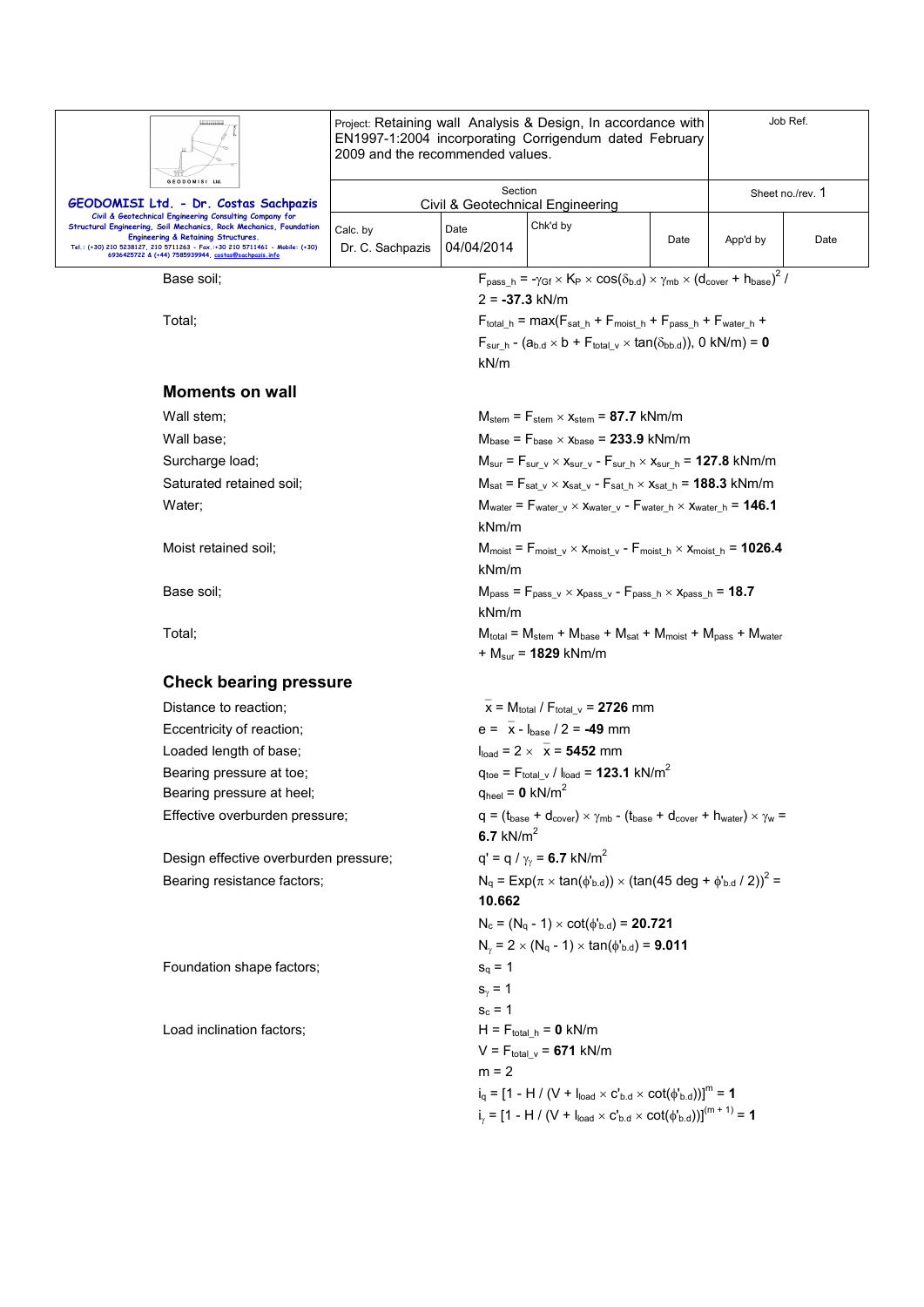Base soil; $F_{pass\_h} = -\gamma_{Gf} \times K_P \times \cos(\delta_{b.d}) \times \gamma_{mb} \times (d_{cover} + h_{base})^2 / 2$ = **-37.3** kN/m

Total; $F_{total\_h} = \max(F_{sat\_h} + F_{moist\_h} + F_{pass\_h} + F_{water\_h} + F_{sur\_h} - (a_{b.d} \times b + F_{total\_v} \times \tan(\delta_{bb.d})), 0 \text{ kN/m})$ = **0** kN/m

## Moments on wall

Wall stem; $M_{stem} = F_{stem} \times x_{stem}$ = **87.7** kNm/m

Wall base; $M_{base} = F_{base} \times x_{base}$ = **233.9** kNm/m

Surcharge load; $M_{sur} = F_{sur\_v} \times x_{sur\_v} - F_{sur\_h} \times x_{sur\_h}$ = **127.8** kNm/m

Saturated retained soil; $M_{sat} = F_{sat\_v} \times x_{sat\_v} - F_{sat\_h} \times x_{sat\_h}$ = **188.3** kNm/m

Water; $M_{water} = F_{water\_v} \times x_{water\_v} - F_{water\_h} \times x_{water\_h}$ = **146.1** kNm/m

Moist retained soil; $M_{moist} = F_{moist\_v} \times x_{moist\_v} - F_{moist\_h} \times x_{moist\_h}$ = **1026.4** kNm/m

Base soil; $M_{pass} = F_{pass\_v} \times x_{pass\_v} - F_{pass\_h} \times x_{pass\_h}$ = **18.7** kNm/m

Total; $M_{total} = M_{stem} + M_{base} + M_{sat} + M_{moist} + M_{pass} + M_{water} + M_{sur}$ = **1829** kNm/m

## Check bearing pressure

Distance to reaction; $\bar{x} = M_{total} / F_{total\_v}$ = **2726** mm

Eccentricity of reaction; $e = \bar{x} - l_{base} / 2$ = **-49** mm

Loaded length of base; $l_{load} = 2 \times \bar{x}$ = **5452** mm

Bearing pressure at toe; $q_{toe} = F_{total\_v} / l_{load}$ = **123.1** kN/m$^2$

Bearing pressure at heel; $q_{heel}$ = **0** kN/m$^2$

Effective overburden pressure; $q = (t_{base} + d_{cover}) \times \gamma_{mb} - (t_{base} + d_{cover} + h_{water}) \times \gamma_w$ = **6.7** kN/m$^2$

Design effective overburden pressure; $q' = q / \gamma_\gamma$ = **6.7** kN/m$^2$

Bearing resistance factors; $N_q = \text{Exp}(\pi \times \tan(\phi'_{b.d})) \times (\tan(45 \text{ deg} + \phi'_{b.d} / 2))^2$ = **10.662**

$N_c = (N_q - 1) \times \cot(\phi'_{b.d})$ = **20.721**

$N_\gamma = 2 \times (N_q - 1) \times \tan(\phi'_{b.d})$ = **9.011**

Foundation shape factors; $s_q = 1$

$s_\gamma = 1$

$s_c = 1$

Load inclination factors; $H = F_{total\_h}$ = **0** kN/m

$V = F_{total\_v}$ = **671** kN/m

$m = 2$

$i_q = [1 - H / (V + l_{load} \times c'_{b.d} \times \cot(\phi'_{b.d}))]^m$ = **1**

$i_\gamma = [1 - H / (V + l_{load} \times c'_{b.d} \times \cot(\phi'_{b.d}))]^{(m+1)}$ = **1**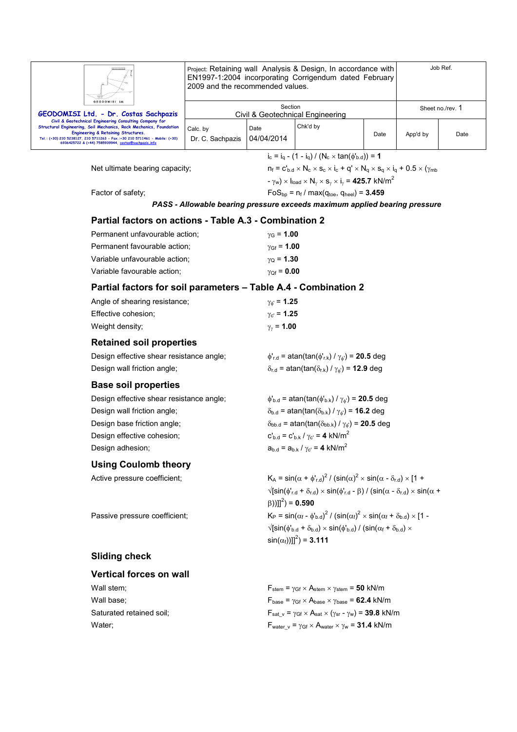$i_c = i_q - (1 - i_q) / (N_c \times \tan(\phi'_{b.d})) = \mathbf{1}$

Net ultimate bearing capacity; $n_f = c'_{b.d} \times N_c \times s_c \times i_c + q' \times N_q \times s_q \times i_q + 0.5 \times (\gamma_{mb} - \gamma_w) \times l_{load} \times N_\gamma \times s_\gamma \times i_\gamma = \mathbf{425.7}$ kN/m$^2$

Factor of safety; $FoS_{bp} = n_f / \max(q_{toe}, q_{heel}) = \mathbf{3.459}$

***PASS - Allowable bearing pressure exceeds maximum applied bearing pressure***

## Partial factors on actions - Table A.3 - Combination 2

| | |
|---|---|
| Permanent unfavourable action; | $\gamma_G = \mathbf{1.00}$ |
| Permanent favourable action; | $\gamma_{Gf} = \mathbf{1.00}$ |
| Variable unfavourable action; | $\gamma_Q = \mathbf{1.30}$ |
| Variable favourable action; | $\gamma_{Qf} = \mathbf{0.00}$ |

## Partial factors for soil parameters – Table A.4 - Combination 2

| | |
|---|---|
| Angle of shearing resistance; | $\gamma_{\phi'} = \mathbf{1.25}$ |
| Effective cohesion; | $\gamma_{c'} = \mathbf{1.25}$ |
| Weight density; | $\gamma_\gamma = \mathbf{1.00}$ |

## Retained soil properties

Design effective shear resistance angle; $\phi'_{r.d} = \operatorname{atan}(\tan(\phi'_{r.k}) / \gamma_{\phi'}) = \mathbf{20.5}$ deg

Design wall friction angle; $\delta_{r.d} = \operatorname{atan}(\tan(\delta_{r.k}) / \gamma_{\phi'}) = \mathbf{12.9}$ deg

## Base soil properties

Design effective shear resistance angle; $\phi'_{b.d} = \operatorname{atan}(\tan(\phi'_{b.k}) / \gamma_{\phi'}) = \mathbf{20.5}$ deg

Design wall friction angle; $\delta_{b.d} = \operatorname{atan}(\tan(\delta_{b.k}) / \gamma_{\phi'}) = \mathbf{16.2}$ deg

Design base friction angle; $\delta_{bb.d} = \operatorname{atan}(\tan(\delta_{bb.k}) / \gamma_{\phi'}) = \mathbf{20.5}$ deg

Design effective cohesion; $c'_{b.d} = c'_{b.k} / \gamma_{c'} = \mathbf{4}$ kN/m$^2$

Design adhesion; $a_{b.d} = a_{b.k} / \gamma_{c'} = \mathbf{4}$ kN/m$^2$

## Using Coulomb theory

Active pressure coefficient; $K_A = \sin(\alpha + \phi'_{r.d})^2 / (\sin(\alpha)^2 \times \sin(\alpha - \delta_{r.d}) \times [1 + \sqrt{[\sin(\phi'_{r.d} + \delta_{r.d}) \times \sin(\phi'_{r.d} - \beta) / (\sin(\alpha - \delta_{r.d}) \times \sin(\alpha + \beta))]}]^2) = \mathbf{0.590}$

Passive pressure coefficient; $K_P = \sin(\alpha_f - \phi'_{b.d})^2 / (\sin(\alpha_f)^2 \times \sin(\alpha_f + \delta_{b.d}) \times [1 - \sqrt{[\sin(\phi'_{b.d} + \delta_{b.d}) \times \sin(\phi'_{b.d}) / (\sin(\alpha_f + \delta_{b.d}) \times \sin(\alpha_f))]}]^2) = \mathbf{3.111}$

## Sliding check

## Vertical forces on wall

| | |
|---|---|
| Wall stem; | $F_{stem} = \gamma_{Gf} \times A_{stem} \times \gamma_{stem} = \mathbf{50}$ kN/m |
| Wall base; | $F_{base} = \gamma_{Gf} \times A_{base} \times \gamma_{base} = \mathbf{62.4}$ kN/m |
| Saturated retained soil; | $F_{sat\_v} = \gamma_{Gf} \times A_{sat} \times (\gamma_{sr} - \gamma_w) = \mathbf{39.8}$ kN/m |
| Water; | $F_{water\_v} = \gamma_{Gf} \times A_{water} \times \gamma_w = \mathbf{31.4}$ kN/m |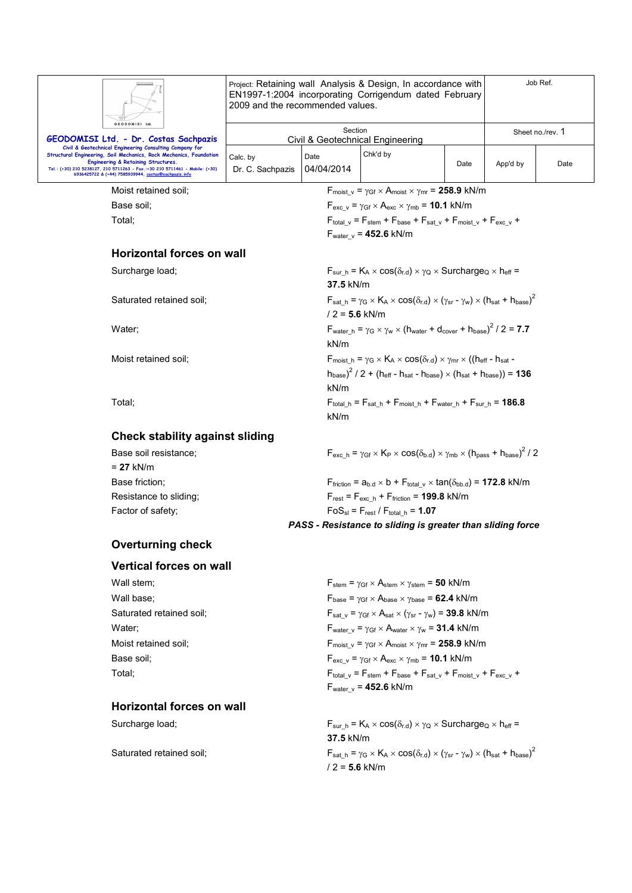Moist retained soil; $F_{moist\_v} = \gamma_{Gf} \times A_{moist} \times \gamma_{mr} = \mathbf{258.9}$ kN/m

Base soil; $F_{exc\_v} = \gamma_{Gf} \times A_{exc} \times \gamma_{mb} = \mathbf{10.1}$ kN/m

Total; $F_{total\_v} = F_{stem} + F_{base} + F_{sat\_v} + F_{moist\_v} + F_{exc\_v} + F_{water\_v} = \mathbf{452.6}$ kN/m

## Horizontal forces on wall

Surcharge load; $F_{sur\_h} = K_A \times \cos(\delta_{r.d}) \times \gamma_Q \times Surcharge_Q \times h_{eff} = \mathbf{37.5}$ kN/m

Saturated retained soil; $F_{sat\_h} = \gamma_G \times K_A \times \cos(\delta_{r.d}) \times (\gamma_{sr} - \gamma_w) \times (h_{sat} + h_{base})^2 / 2 = \mathbf{5.6}$ kN/m

Water; $F_{water\_h} = \gamma_G \times \gamma_w \times (h_{water} + d_{cover} + h_{base})^2 / 2 = \mathbf{7.7}$ kN/m

Moist retained soil; $F_{moist\_h} = \gamma_G \times K_A \times \cos(\delta_{r.d}) \times \gamma_{mr} \times ((h_{eff} - h_{sat} - h_{base})^2 / 2 + (h_{eff} - h_{sat} - h_{base}) \times (h_{sat} + h_{base})) = \mathbf{136}$ kN/m

Total; $F_{total\_h} = F_{sat\_h} + F_{moist\_h} + F_{water\_h} + F_{sur\_h} = \mathbf{186.8}$ kN/m

## Check stability against sliding

Base soil resistance; $F_{exc\_h} = \gamma_{Gf} \times K_P \times \cos(\delta_{b.d}) \times \gamma_{mb} \times (h_{pass} + h_{base})^2 / 2 = \mathbf{27}$ kN/m

Base friction; $F_{friction} = a_{b.d} \times b + F_{total\_v} \times \tan(\delta_{bb.d}) = \mathbf{172.8}$ kN/m

Resistance to sliding; $F_{rest} = F_{exc\_h} + F_{friction} = \mathbf{199.8}$ kN/m

Factor of safety; $FoS_{sl} = F_{rest} / F_{total\_h} = \mathbf{1.07}$

***PASS - Resistance to sliding is greater than sliding force***

## Overturning check

## Vertical forces on wall

Wall stem; $F_{stem} = \gamma_{Gf} \times A_{stem} \times \gamma_{stem} = \mathbf{50}$ kN/m

Wall base; $F_{base} = \gamma_{Gf} \times A_{base} \times \gamma_{base} = \mathbf{62.4}$ kN/m

Saturated retained soil; $F_{sat\_v} = \gamma_{Gf} \times A_{sat} \times (\gamma_{sr} - \gamma_w) = \mathbf{39.8}$ kN/m

Water; $F_{water\_v} = \gamma_{Gf} \times A_{water} \times \gamma_w = \mathbf{31.4}$ kN/m

Moist retained soil; $F_{moist\_v} = \gamma_{Gf} \times A_{moist} \times \gamma_{mr} = \mathbf{258.9}$ kN/m

Base soil; $F_{exc\_v} = \gamma_{Gf} \times A_{exc} \times \gamma_{mb} = \mathbf{10.1}$ kN/m

Total; $F_{total\_v} = F_{stem} + F_{base} + F_{sat\_v} + F_{moist\_v} + F_{exc\_v} + F_{water\_v} = \mathbf{452.6}$ kN/m

## Horizontal forces on wall

Surcharge load; $F_{sur\_h} = K_A \times \cos(\delta_{r.d}) \times \gamma_Q \times Surcharge_Q \times h_{eff} = \mathbf{37.5}$ kN/m

Saturated retained soil; $F_{sat\_h} = \gamma_G \times K_A \times \cos(\delta_{r.d}) \times (\gamma_{sr} - \gamma_w) \times (h_{sat} + h_{base})^2 / 2 = \mathbf{5.6}$ kN/m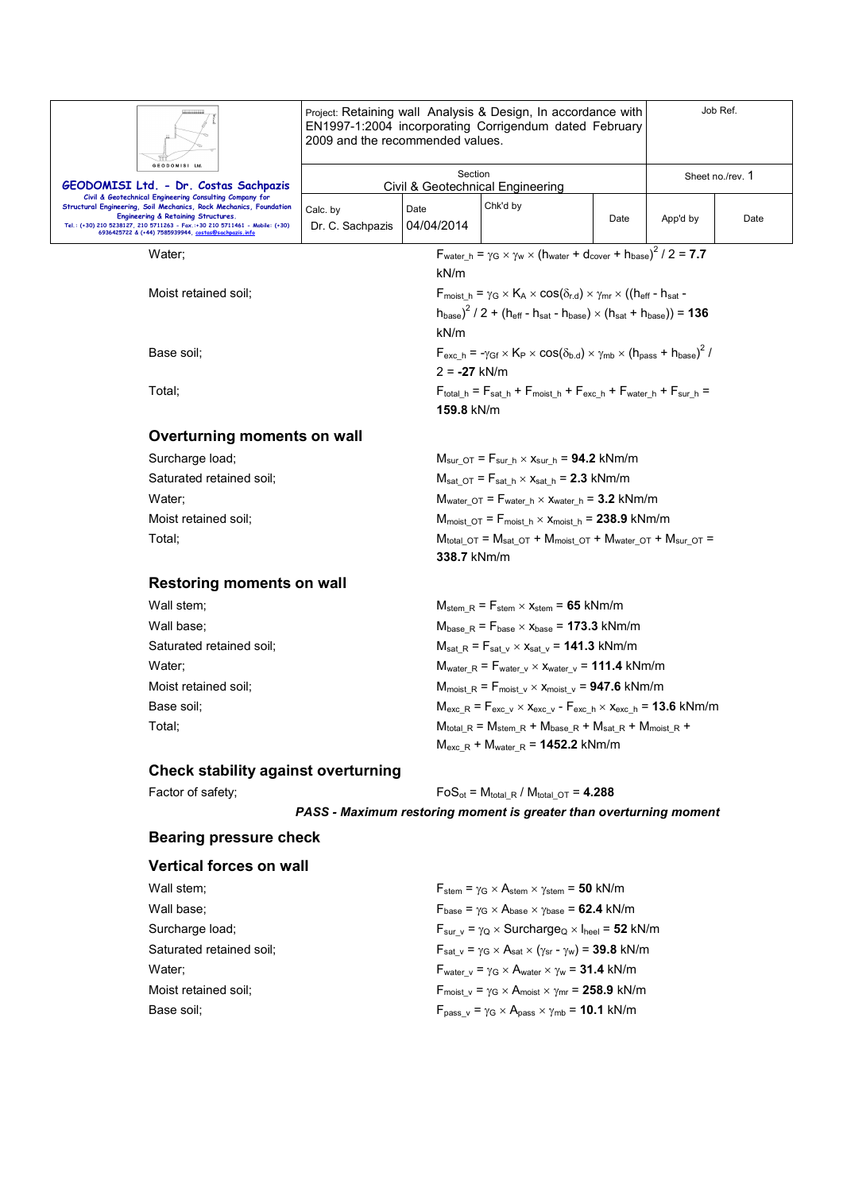Water; $F_{water\_h} = \gamma_G \times \gamma_w \times (h_{water} + d_{cover} + h_{base})^2 / 2$ = **7.7** kN/m

Moist retained soil; $F_{moist\_h} = \gamma_G \times K_A \times \cos(\delta_{r.d}) \times \gamma_{mr} \times ((h_{eff} - h_{sat} - h_{base})^2 / 2 + (h_{eff} - h_{sat} - h_{base}) \times (h_{sat} + h_{base}))$ = **136** kN/m

Base soil; $F_{exc\_h} = -\gamma_{Gf} \times K_P \times \cos(\delta_{b.d}) \times \gamma_{mb} \times (h_{pass} + h_{base})^2 / 2$ = **-27** kN/m

Total; $F_{total\_h} = F_{sat\_h} + F_{moist\_h} + F_{exc\_h} + F_{water\_h} + F_{sur\_h}$ = **159.8** kN/m

## Overturning moments on wall

Surcharge load; $M_{sur\_OT} = F_{sur\_h} \times x_{sur\_h}$ = **94.2** kNm/m

Saturated retained soil; $M_{sat\_OT} = F_{sat\_h} \times x_{sat\_h}$ = **2.3** kNm/m

Water; $M_{water\_OT} = F_{water\_h} \times x_{water\_h}$ = **3.2** kNm/m

Moist retained soil; $M_{moist\_OT} = F_{moist\_h} \times x_{moist\_h}$ = **238.9** kNm/m

Total; $M_{total\_OT} = M_{sat\_OT} + M_{moist\_OT} + M_{water\_OT} + M_{sur\_OT}$ = **338.7** kNm/m

## Restoring moments on wall

Wall stem; $M_{stem\_R} = F_{stem} \times x_{stem}$ = **65** kNm/m

Wall base; $M_{base\_R} = F_{base} \times x_{base}$ = **173.3** kNm/m

Saturated retained soil; $M_{sat\_R} = F_{sat\_v} \times x_{sat\_v}$ = **141.3** kNm/m

Water; $M_{water\_R} = F_{water\_v} \times x_{water\_v}$ = **111.4** kNm/m

Moist retained soil; $M_{moist\_R} = F_{moist\_v} \times x_{moist\_v}$ = **947.6** kNm/m

Base soil; $M_{exc\_R} = F_{exc\_v} \times x_{exc\_v} - F_{exc\_h} \times x_{exc\_h}$ = **13.6** kNm/m

Total; $M_{total\_R} = M_{stem\_R} + M_{base\_R} + M_{sat\_R} + M_{moist\_R} + M_{exc\_R} + M_{water\_R}$ = **1452.2** kNm/m

## Check stability against overturning

Factor of safety; $FoS_{ot} = M_{total\_R} / M_{total\_OT}$ = **4.288**

***PASS - Maximum restoring moment is greater than overturning moment***

## Bearing pressure check

## Vertical forces on wall

Wall stem; $F_{stem} = \gamma_G \times A_{stem} \times \gamma_{stem}$ = **50** kN/m

Wall base; $F_{base} = \gamma_G \times A_{base} \times \gamma_{base}$ = **62.4** kN/m

Surcharge load; $F_{sur\_v} = \gamma_Q \times Surcharge_Q \times l_{heel}$ = **52** kN/m

Saturated retained soil; $F_{sat\_v} = \gamma_G \times A_{sat} \times (\gamma_{sr} - \gamma_w)$ = **39.8** kN/m

Water; $F_{water\_v} = \gamma_G \times A_{water} \times \gamma_w$ = **31.4** kN/m

Moist retained soil; $F_{moist\_v} = \gamma_G \times A_{moist} \times \gamma_{mr}$ = **258.9** kN/m

Base soil; $F_{pass\_v} = \gamma_G \times A_{pass} \times \gamma_{mb}$ = **10.1** kN/m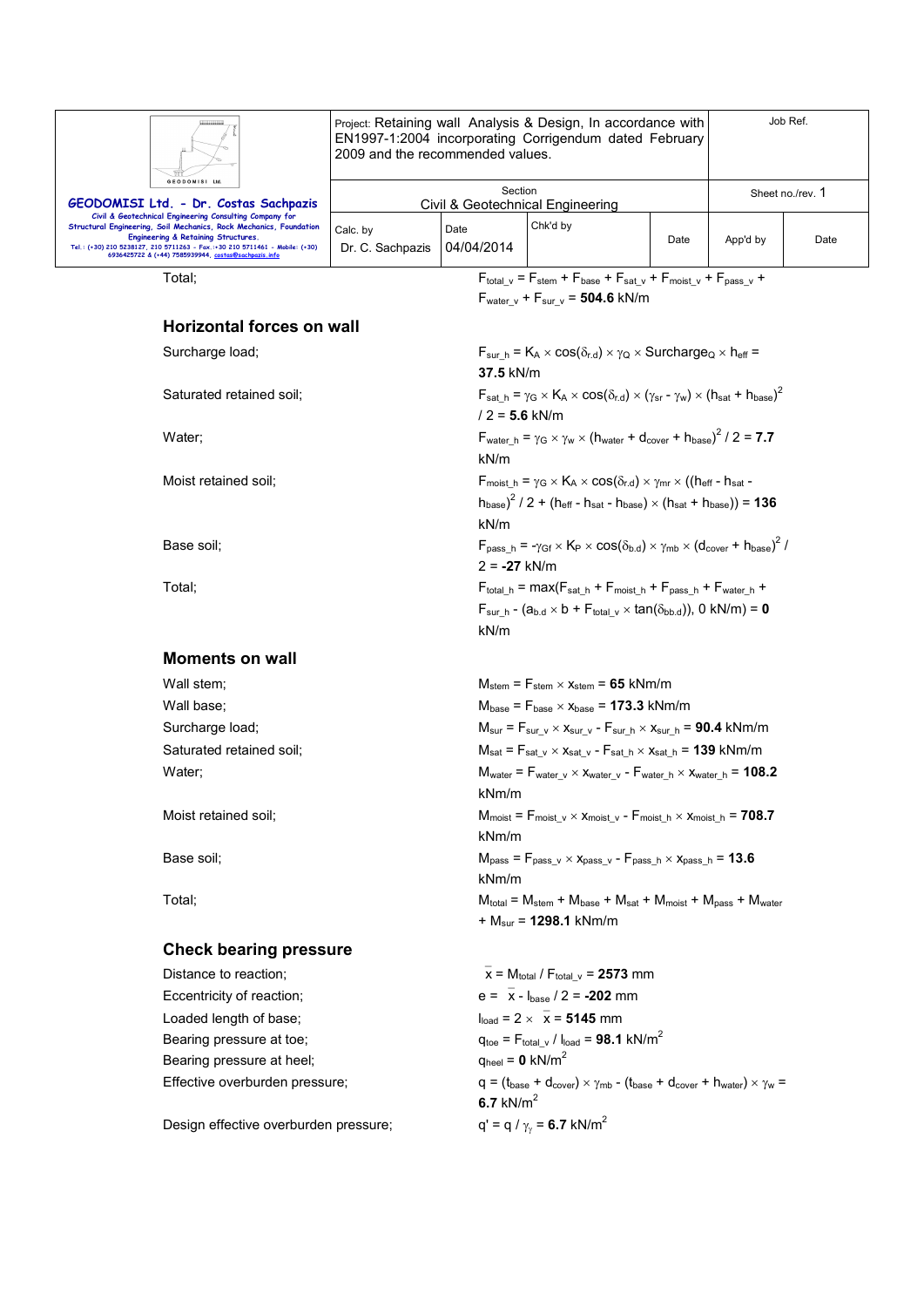Total; $F_{total\_v} = F_{stem} + F_{base} + F_{sat\_v} + F_{moist\_v} + F_{pass\_v} + F_{water\_v} + F_{sur\_v}$ = **504.6** kN/m

## Horizontal forces on wall

Surcharge load; $F_{sur\_h} = K_A \times \cos(\delta_{r.d}) \times \gamma_Q \times Surcharge_Q \times h_{eff}$ = **37.5** kN/m

Saturated retained soil; $F_{sat\_h} = \gamma_G \times K_A \times \cos(\delta_{r.d}) \times (\gamma_{sr} - \gamma_w) \times (h_{sat} + h_{base})^2 / 2$ = **5.6** kN/m

Water; $F_{water\_h} = \gamma_G \times \gamma_w \times (h_{water} + d_{cover} + h_{base})^2 / 2$ = **7.7** kN/m

Moist retained soil; $F_{moist\_h} = \gamma_G \times K_A \times \cos(\delta_{r.d}) \times \gamma_{mr} \times ((h_{eff} - h_{sat} - h_{base})^2 / 2 + (h_{eff} - h_{sat} - h_{base}) \times (h_{sat} + h_{base}))$ = **136** kN/m

Base soil; $F_{pass\_h} = -\gamma_{Gf} \times K_P \times \cos(\delta_{b.d}) \times \gamma_{mb} \times (d_{cover} + h_{base})^2 / 2$ = **-27** kN/m

Total; $F_{total\_h} = \max(F_{sat\_h} + F_{moist\_h} + F_{pass\_h} + F_{water\_h} + F_{sur\_h} - (a_{b.d} \times b + F_{total\_v} \times \tan(\delta_{bb.d})), 0\text{ kN/m})$ = **0** kN/m

## Moments on wall

Wall stem; $M_{stem} = F_{stem} \times x_{stem}$ = **65** kNm/m

Wall base; $M_{base} = F_{base} \times x_{base}$ = **173.3** kNm/m

Surcharge load; $M_{sur} = F_{sur\_v} \times x_{sur\_v} - F_{sur\_h} \times x_{sur\_h}$ = **90.4** kNm/m

Saturated retained soil; $M_{sat} = F_{sat\_v} \times x_{sat\_v} - F_{sat\_h} \times x_{sat\_h}$ = **139** kNm/m

Water; $M_{water} = F_{water\_v} \times x_{water\_v} - F_{water\_h} \times x_{water\_h}$ = **108.2** kNm/m

Moist retained soil; $M_{moist} = F_{moist\_v} \times x_{moist\_v} - F_{moist\_h} \times x_{moist\_h}$ = **708.7** kNm/m

Base soil; $M_{pass} = F_{pass\_v} \times x_{pass\_v} - F_{pass\_h} \times x_{pass\_h}$ = **13.6** kNm/m

Total; $M_{total} = M_{stem} + M_{base} + M_{sat} + M_{moist} + M_{pass} + M_{water} + M_{sur}$ = **1298.1** kNm/m

## Check bearing pressure

Distance to reaction; $\bar{x} = M_{total} / F_{total\_v}$ = **2573** mm

Eccentricity of reaction; $e = \bar{x} - l_{base} / 2$ = **-202** mm

Loaded length of base; $l_{load} = 2 \times \bar{x}$ = **5145** mm

Bearing pressure at toe; $q_{toe} = F_{total\_v} / l_{load}$ = **98.1** kN/m$^2$

Bearing pressure at heel; $q_{heel}$ = **0** kN/m$^2$

Effective overburden pressure; $q = (t_{base} + d_{cover}) \times \gamma_{mb} - (t_{base} + d_{cover} + h_{water}) \times \gamma_w$ = **6.7** kN/m$^2$

Design effective overburden pressure; $q' = q / \gamma_\gamma$ = **6.7** kN/m$^2$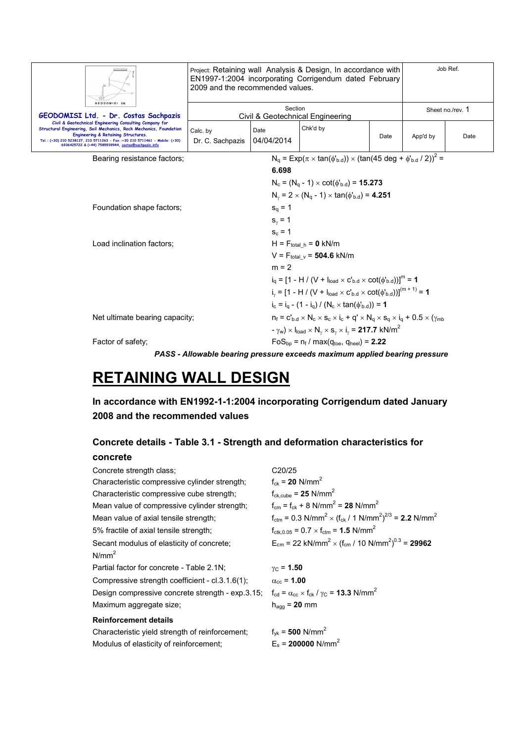Bearing resistance factors; $N_q = \text{Exp}(\pi \times \tan(\phi'_{b.d})) \times (\tan(45 \text{ deg} + \phi'_{b.d} / 2))^2 =$ **6.698**

$N_c = (N_q - 1) \times \cot(\phi'_{b.d}) =$ **15.273**

$N_\gamma = 2 \times (N_q - 1) \times \tan(\phi'_{b.d}) =$ **4.251**

Foundation shape factors; $s_q = 1$

$s_\gamma = 1$

$s_c = 1$

Load inclination factors; $H = F_{total\_h} =$ **0** kN/m

$V = F_{total\_v} =$ **504.6** kN/m

$m = 2$

$i_q = [1 - H / (V + l_{load} \times c'_{b.d} \times \cot(\phi'_{b.d}))]^m =$ **1**

$i_\gamma = [1 - H / (V + l_{load} \times c'_{b.d} \times \cot(\phi'_{b.d}))]^{(m + 1)} =$ **1**

$i_c = i_q - (1 - i_q) / (N_c \times \tan(\phi'_{b.d})) =$ **1**

Net ultimate bearing capacity; $n_f = c'_{b.d} \times N_c \times s_c \times i_c + q' \times N_q \times s_q \times i_q + 0.5 \times (\gamma_{mb} - \gamma_w) \times l_{load} \times N_\gamma \times s_\gamma \times i_\gamma =$ **217.7** kN/m²

Factor of safety; $FoS_{bp} = n_f / \max(q_{toe}, q_{heel}) =$ **2.22**

***PASS - Allowable bearing pressure exceeds maximum applied bearing pressure***

# RETAINING WALL DESIGN

### In accordance with EN1992-1-1:2004 incorporating Corrigendum dated January 2008 and the recommended values

### Concrete details - Table 3.1 - Strength and deformation characteristics for concrete

Concrete strength class; C20/25

Characteristic compressive cylinder strength; $f_{ck} =$ **20** N/mm²

Characteristic compressive cube strength; $f_{ck,cube} =$ **25** N/mm²

Mean value of compressive cylinder strength; $f_{cm} = f_{ck} + 8 \text{ N/mm}^2 =$ **28** N/mm²

Mean value of axial tensile strength; $f_{ctm} = 0.3 \text{ N/mm}^2 \times (f_{ck} / 1 \text{ N/mm}^2)^{2/3} =$ **2.2** N/mm²

5% fractile of axial tensile strength; $f_{ctk,0.05} = 0.7 \times f_{ctm} =$ **1.5** N/mm²

Secant modulus of elasticity of concrete; $E_{cm} = 22 \text{ kN/mm}^2 \times (f_{cm} / 10 \text{ N/mm}^2)^{0.3} =$ **29962** N/mm²

Partial factor for concrete - Table 2.1N; $\gamma_C =$ **1.50**

Compressive strength coefficient - cl.3.1.6(1); $\alpha_{cc} =$ **1.00**

Design compressive concrete strength - exp.3.15; $f_{cd} = \alpha_{cc} \times f_{ck} / \gamma_C =$ **13.3** N/mm²

Maximum aggregate size; $h_{agg} =$ **20** mm

**Reinforcement details**

Characteristic yield strength of reinforcement; $f_{yk} =$ **500** N/mm²

Modulus of elasticity of reinforcement; $E_s =$ **200000** N/mm²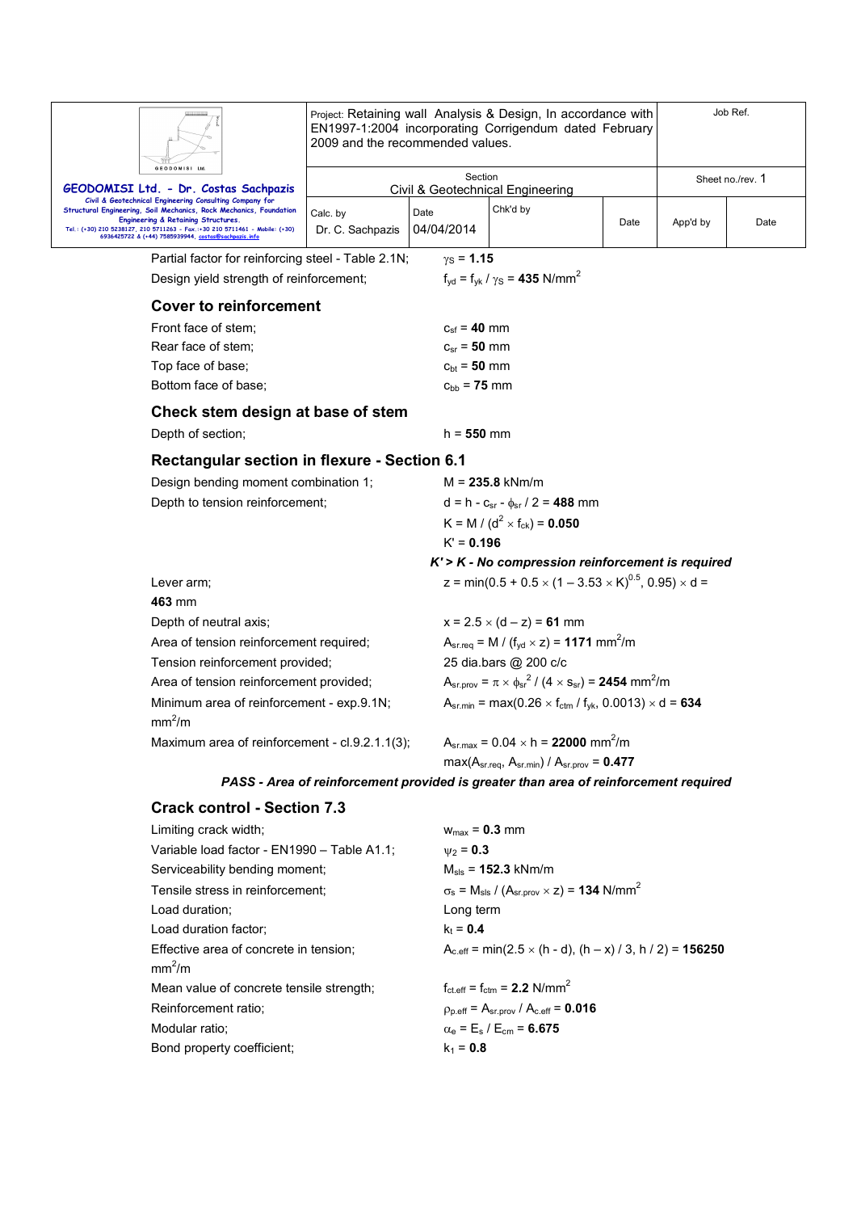Partial factor for reinforcing steel - Table 2.1N; $\gamma_S$ = **1.15**

Design yield strength of reinforcement; $f_{yd} = f_{yk} / \gamma_S$ = **435** N/mm$^2$

## Cover to reinforcement

Front face of stem; $c_{sf}$ = **40** mm

Rear face of stem; $c_{sr}$ = **50** mm

Top face of base; $c_{bt}$ = **50** mm

Bottom face of base; $c_{bb}$ = **75** mm

## Check stem design at base of stem

Depth of section; h = **550** mm

## Rectangular section in flexure - Section 6.1

Design bending moment combination 1; M = **235.8** kNm/m

Depth to tension reinforcement; $d = h - c_{sr} - \phi_{sr} / 2$ = **488** mm

$K = M / (d^2 \times f_{ck})$ = **0.050**

K' = **0.196**

***K' > K - No compression reinforcement is required***

Lever arm; $z = \min(0.5 + 0.5 \times (1 - 3.53 \times K)^{0.5}, 0.95) \times d$ = **463** mm

Depth of neutral axis; $x = 2.5 \times (d - z)$ = **61** mm

Area of tension reinforcement required; $A_{sr.req} = M / (f_{yd} \times z)$ = **1171** mm$^2$/m

Tension reinforcement provided; 25 dia.bars @ 200 c/c

Area of tension reinforcement provided; $A_{sr.prov} = \pi \times \phi_{sr}^2 / (4 \times s_{sr})$ = **2454** mm$^2$/m

Minimum area of reinforcement - exp.9.1N; $A_{sr.min} = \max(0.26 \times f_{ctm} / f_{yk}, 0.0013) \times d$ = **634** mm$^2$/m

Maximum area of reinforcement - cl.9.2.1.1(3); $A_{sr.max} = 0.04 \times h$ = **22000** mm$^2$/m

$\max(A_{sr.req}, A_{sr.min}) / A_{sr.prov}$ = **0.477**

***PASS - Area of reinforcement provided is greater than area of reinforcement required***

## Crack control - Section 7.3

Limiting crack width; $w_{max}$ = **0.3** mm

Variable load factor - EN1990 – Table A1.1; $\psi_2$ = **0.3**

Serviceability bending moment; $M_{sls}$ = **152.3** kNm/m

Tensile stress in reinforcement; $\sigma_s = M_{sls} / (A_{sr.prov} \times z)$ = **134** N/mm$^2$

Load duration; Long term

Load duration factor; $k_t$ = **0.4**

Effective area of concrete in tension; $A_{c.eff} = \min(2.5 \times (h - d), (h - x) / 3, h / 2)$ = **156250** mm$^2$/m

Mean value of concrete tensile strength; $f_{ct.eff} = f_{ctm}$ = **2.2** N/mm$^2$

Reinforcement ratio; $\rho_{p.eff} = A_{sr.prov} / A_{c.eff}$ = **0.016**

Modular ratio; $\alpha_e = E_s / E_{cm}$ = **6.675**

Bond property coefficient; $k_1$ = **0.8**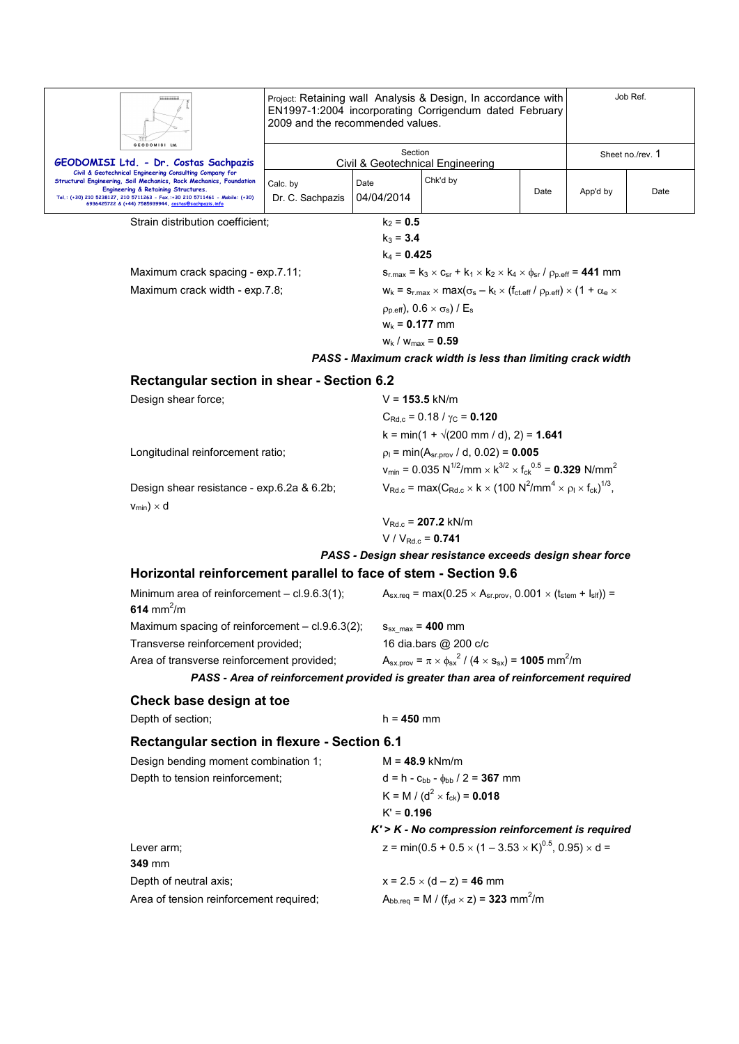Strain distribution coefficient; $k_2 = \mathbf{0.5}$

$k_3 = \mathbf{3.4}$

$k_4 = \mathbf{0.425}$

Maximum crack spacing - exp.7.11; $s_{r.max} = k_3 \times c_{sr} + k_1 \times k_2 \times k_4 \times \phi_{sr} / \rho_{p.eff} = \mathbf{441}$ mm

Maximum crack width - exp.7.8; $w_k = s_{r.max} \times \max(\sigma_s - k_t \times (f_{ct.eff} / \rho_{p.eff}) \times (1 + \alpha_e \times \rho_{p.eff}), 0.6 \times \sigma_s) / E_s$

$w_k = \mathbf{0.177}$ mm

$w_k / w_{max} = \mathbf{0.59}$

***PASS - Maximum crack width is less than limiting crack width***

## Rectangular section in shear - Section 6.2

Design shear force; $V = \mathbf{153.5}$ kN/m

$C_{Rd,c} = 0.18 / \gamma_C = \mathbf{0.120}$

$k = \min(1 + \sqrt{(200 \text{ mm} / d)}, 2) = \mathbf{1.641}$

Longitudinal reinforcement ratio; $\rho_l = \min(A_{sr.prov} / d, 0.02) = \mathbf{0.005}$

$v_{min} = 0.035 \text{ N}^{1/2}/\text{mm} \times k^{3/2} \times f_{ck}^{0.5} = \mathbf{0.329}$ N/mm$^2$

Design shear resistance - exp.6.2a & 6.2b; $V_{Rd.c} = \max(C_{Rd.c} \times k \times (100 \text{ N}^2/\text{mm}^4 \times \rho_l \times f_{ck})^{1/3}, v_{min}) \times d$

$V_{Rd.c} = \mathbf{207.2}$ kN/m

$V / V_{Rd.c} = \mathbf{0.741}$

***PASS - Design shear resistance exceeds design shear force***

## Horizontal reinforcement parallel to face of stem - Section 9.6

Minimum area of reinforcement – cl.9.6.3(1); $A_{sx.req} = \max(0.25 \times A_{sr.prov}, 0.001 \times (t_{stem} + l_{slf})) = \mathbf{614}$ mm$^2$/m

Maximum spacing of reinforcement – cl.9.6.3(2); $s_{sx\_max} = \mathbf{400}$ mm

Transverse reinforcement provided; 16 dia.bars @ 200 c/c

Area of transverse reinforcement provided; $A_{sx.prov} = \pi \times \phi_{sx}^2 / (4 \times s_{sx}) = \mathbf{1005}$ mm$^2$/m

***PASS - Area of reinforcement provided is greater than area of reinforcement required***

## Check base design at toe

Depth of section; $h = \mathbf{450}$ mm

## Rectangular section in flexure - Section 6.1

Design bending moment combination 1; $M = \mathbf{48.9}$ kNm/m

Depth to tension reinforcement; $d = h - c_{bb} - \phi_{bb} / 2 = \mathbf{367}$ mm

$K = M / (d^2 \times f_{ck}) = \mathbf{0.018}$

$K' = \mathbf{0.196}$

***K' > K - No compression reinforcement is required***

Lever arm; $z = \min(0.5 + 0.5 \times (1 - 3.53 \times K)^{0.5}, 0.95) \times d = \mathbf{349}$ mm

Depth of neutral axis; $x = 2.5 \times (d - z) = \mathbf{46}$ mm

Area of tension reinforcement required; $A_{bb.req} = M / (f_{yd} \times z) = \mathbf{323}$ mm$^2$/m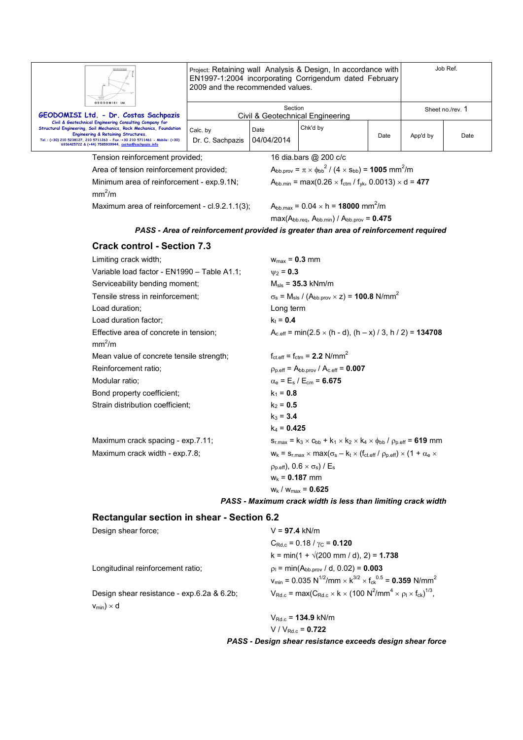Tension reinforcement provided; 16 dia.bars @ 200 c/c

Area of tension reinforcement provided; $A_{bb.prov} = \pi \times \phi_{bb}^2 / (4 \times s_{bb})$ = **1005** mm$^2$/m

Minimum area of reinforcement - exp.9.1N; $A_{bb.min} = \max(0.26 \times f_{ctm} / f_{yk}, 0.0013) \times d$ = **477** mm$^2$/m

Maximum area of reinforcement - cl.9.2.1.1(3); $A_{bb.max} = 0.04 \times h$ = **18000** mm$^2$/m

$\max(A_{bb.req}, A_{bb.min}) / A_{bb.prov}$ = **0.475**

***PASS - Area of reinforcement provided is greater than area of reinforcement required***

## Crack control - Section 7.3

Limiting crack width; $w_{max}$ = **0.3** mm

Variable load factor - EN1990 – Table A1.1; $\psi_2$ = **0.3**

Serviceability bending moment; $M_{sls}$ = **35.3** kNm/m

Tensile stress in reinforcement; $\sigma_s = M_{sls} / (A_{bb.prov} \times z)$ = **100.8** N/mm$^2$

Load duration; Long term

Load duration factor; $k_t$ = **0.4**

Effective area of concrete in tension; $A_{c.eff} = \min(2.5 \times (h - d), (h - x) / 3, h / 2)$ = **134708** mm$^2$/m

Mean value of concrete tensile strength; $f_{ct.eff} = f_{ctm}$ = **2.2** N/mm$^2$

Reinforcement ratio; $\rho_{p.eff} = A_{bb.prov} / A_{c.eff}$ = **0.007**

Modular ratio; $\alpha_e = E_s / E_{cm}$ = **6.675**

Bond property coefficient; $k_1$ = **0.8**

Strain distribution coefficient; $k_2$ = **0.5**

$k_3$ = **3.4**

$k_4$ = **0.425**

Maximum crack spacing - exp.7.11; $s_{r.max} = k_3 \times c_{bb} + k_1 \times k_2 \times k_4 \times \phi_{bb} / \rho_{p.eff}$ = **619** mm

Maximum crack width - exp.7.8; $w_k = s_{r.max} \times \max(\sigma_s - k_t \times (f_{ct.eff} / \rho_{p.eff}) \times (1 + \alpha_e \times \rho_{p.eff}), 0.6 \times \sigma_s) / E_s$

$w_k$ = **0.187** mm

$w_k / w_{max}$ = **0.625**

***PASS - Maximum crack width is less than limiting crack width***

## Rectangular section in shear - Section 6.2

Design shear force; $V$ = **97.4** kN/m

$C_{Rd,c} = 0.18 / \gamma_C$ = **0.120**

$k = \min(1 + \sqrt{(200 \text{ mm} / d)}, 2)$ = **1.738**

Longitudinal reinforcement ratio; $\rho_l = \min(A_{bb.prov} / d, 0.02)$ = **0.003**

$v_{min} = 0.035 \text{ N}^{1/2}/\text{mm} \times k^{3/2} \times f_{ck}^{0.5}$ = **0.359** N/mm$^2$

Design shear resistance - exp.6.2a & 6.2b; $V_{Rd.c} = \max(C_{Rd.c} \times k \times (100 \text{ N}^2/\text{mm}^4 \times \rho_l \times f_{ck})^{1/3}, v_{min}) \times d$

$V_{Rd.c}$ = **134.9** kN/m

$V / V_{Rd.c}$ = **0.722**

***PASS - Design shear resistance exceeds design shear force***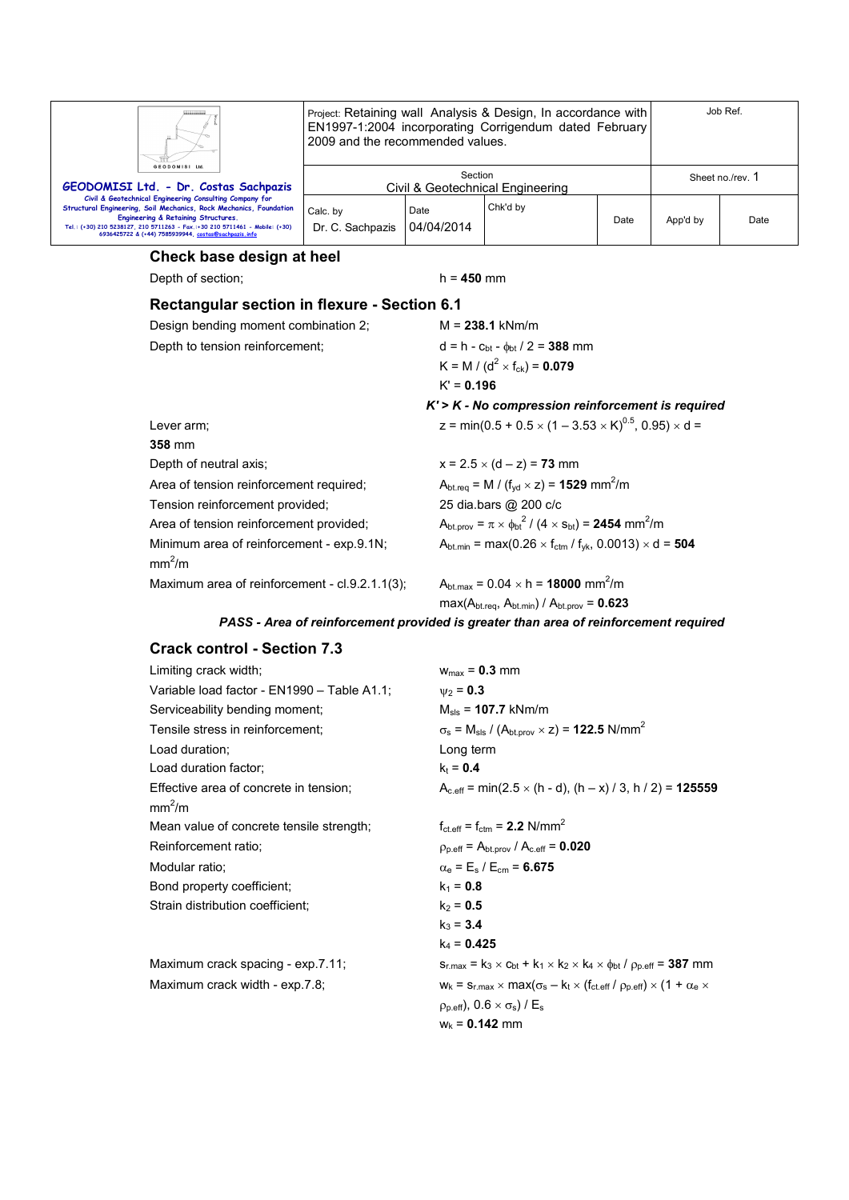## Check base design at heel

Depth of section; $h = \mathbf{450}$ mm

### Rectangular section in flexure - Section 6.1

Design bending moment combination 2; $M = \mathbf{238.1}$ kNm/m

Depth to tension reinforcement; $d = h - c_{bt} - \phi_{bt} / 2 = \mathbf{388}$ mm

$K = M / (d^2 \times f_{ck}) = \mathbf{0.079}$

$K' = \mathbf{0.196}$

***K' > K - No compression reinforcement is required***

Lever arm; $z = \min(0.5 + 0.5 \times (1 - 3.53 \times K)^{0.5}, 0.95) \times d =$ **358** mm

Depth of neutral axis; $x = 2.5 \times (d - z) = \mathbf{73}$ mm

Area of tension reinforcement required; $A_{bt.req} = M / (f_{yd} \times z) = \mathbf{1529}$ mm$^2$/m

Tension reinforcement provided; 25 dia.bars @ 200 c/c

Area of tension reinforcement provided; $A_{bt.prov} = \pi \times \phi_{bt}^2 / (4 \times s_{bt}) = \mathbf{2454}$ mm$^2$/m

Minimum area of reinforcement - exp.9.1N; $A_{bt.min} = \max(0.26 \times f_{ctm} / f_{yk}, 0.0013) \times d = \mathbf{504}$ mm$^2$/m

Maximum area of reinforcement - cl.9.2.1.1(3); $A_{bt.max} = 0.04 \times h = \mathbf{18000}$ mm$^2$/m

$\max(A_{bt.req}, A_{bt.min}) / A_{bt.prov} = \mathbf{0.623}$

***PASS - Area of reinforcement provided is greater than area of reinforcement required***

### Crack control - Section 7.3

Limiting crack width; $w_{max} = \mathbf{0.3}$ mm

Variable load factor - EN1990 – Table A1.1; $\psi_2 = \mathbf{0.3}$

Serviceability bending moment; $M_{sls} = \mathbf{107.7}$ kNm/m

Tensile stress in reinforcement; $\sigma_s = M_{sls} / (A_{bt.prov} \times z) = \mathbf{122.5}$ N/mm$^2$

Load duration; Long term

Load duration factor; $k_t = \mathbf{0.4}$

Effective area of concrete in tension; $A_{c.eff} = \min(2.5 \times (h - d), (h - x) / 3, h / 2) = \mathbf{125559}$ mm$^2$/m

Mean value of concrete tensile strength; $f_{ct.eff} = f_{ctm} = \mathbf{2.2}$ N/mm$^2$

Reinforcement ratio; $\rho_{p.eff} = A_{bt.prov} / A_{c.eff} = \mathbf{0.020}$

Modular ratio; $\alpha_e = E_s / E_{cm} = \mathbf{6.675}$

Bond property coefficient; $k_1 = \mathbf{0.8}$

Strain distribution coefficient; $k_2 = \mathbf{0.5}$

$k_3 = \mathbf{3.4}$

$k_4 = \mathbf{0.425}$

Maximum crack spacing - exp.7.11; $s_{r.max} = k_3 \times c_{bt} + k_1 \times k_2 \times k_4 \times \phi_{bt} / \rho_{p.eff} = \mathbf{387}$ mm

Maximum crack width - exp.7.8; $w_k = s_{r.max} \times \max(\sigma_s - k_t \times (f_{ct.eff} / \rho_{p.eff}) \times (1 + \alpha_e \times \rho_{p.eff}), 0.6 \times \sigma_s) / E_s$

$w_k = \mathbf{0.142}$ mm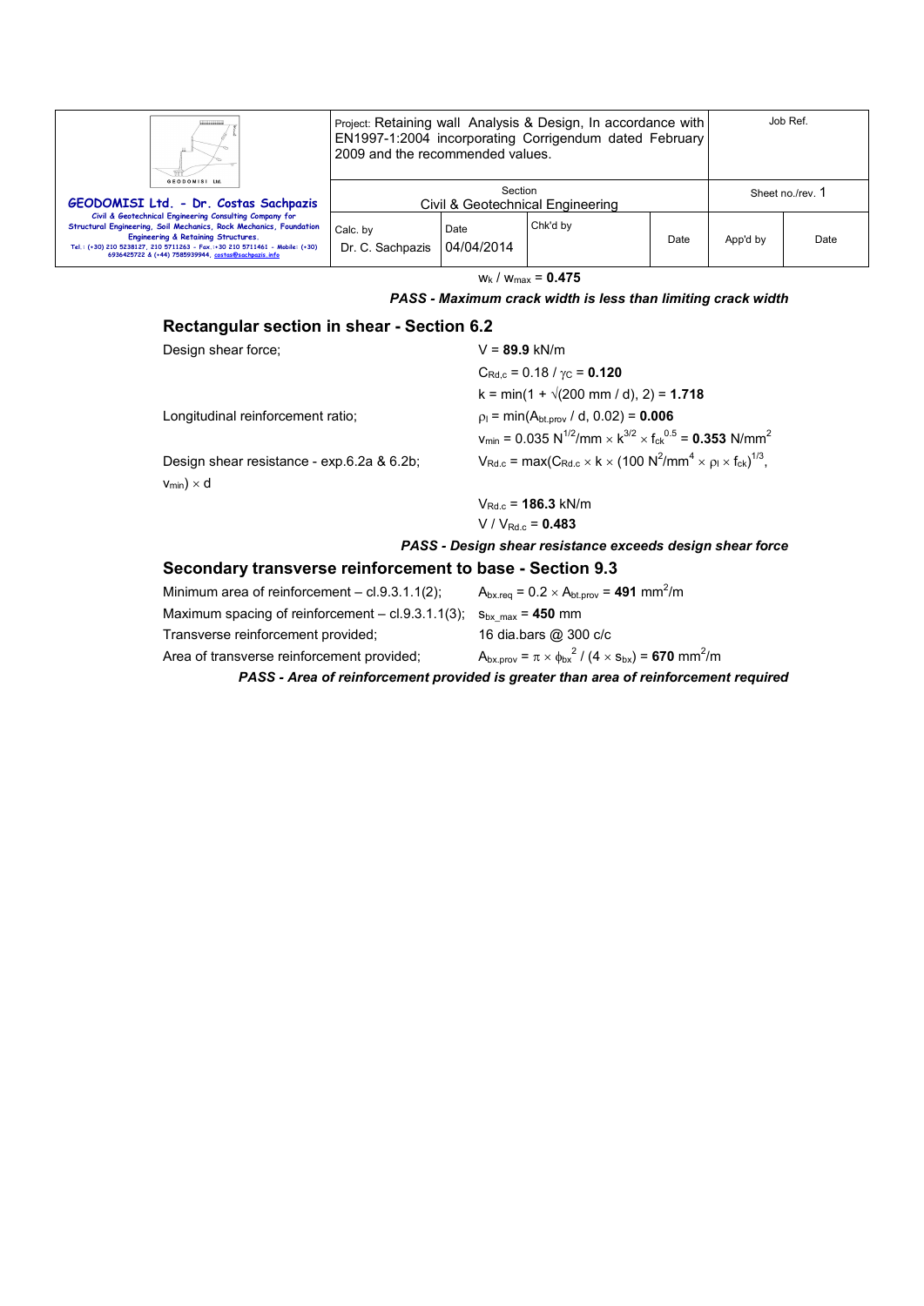$w_k$ / $w_{max}$ = **0.475**

***PASS - Maximum crack width is less than limiting crack width***

## Rectangular section in shear - Section 6.2

Design shear force; $V$ = **89.9** kN/m

$C_{Rd,c} = 0.18 / \gamma_C$ = **0.120**

$k = \min(1 + \sqrt{(200 \text{ mm} / d)}, 2)$ = **1.718**

Longitudinal reinforcement ratio; $\rho_l = \min(A_{bt.prov} / d, 0.02)$ = **0.006**

$v_{min} = 0.035 \text{ N}^{1/2}/\text{mm} \times k^{3/2} \times f_{ck}^{0.5}$ = **0.353** N/mm$^2$

Design shear resistance - exp.6.2a & 6.2b; $V_{Rd.c} = \max(C_{Rd.c} \times k \times (100 \text{ N}^2/\text{mm}^4 \times \rho_l \times f_{ck})^{1/3}$, $v_{min}) \times d$

$V_{Rd.c}$ = **186.3** kN/m

$V / V_{Rd.c}$ = **0.483**

***PASS - Design shear resistance exceeds design shear force***

## Secondary transverse reinforcement to base - Section 9.3

Minimum area of reinforcement – cl.9.3.1.1(2); $A_{bx.req} = 0.2 \times A_{bt.prov}$ = **491** mm$^2$/m

Maximum spacing of reinforcement – cl.9.3.1.1(3); $s_{bx\_max}$ = **450** mm

Transverse reinforcement provided; 16 dia.bars @ 300 c/c

Area of transverse reinforcement provided; $A_{bx.prov} = \pi \times \phi_{bx}^2 / (4 \times s_{bx})$ = **670** mm$^2$/m

***PASS - Area of reinforcement provided is greater than area of reinforcement required***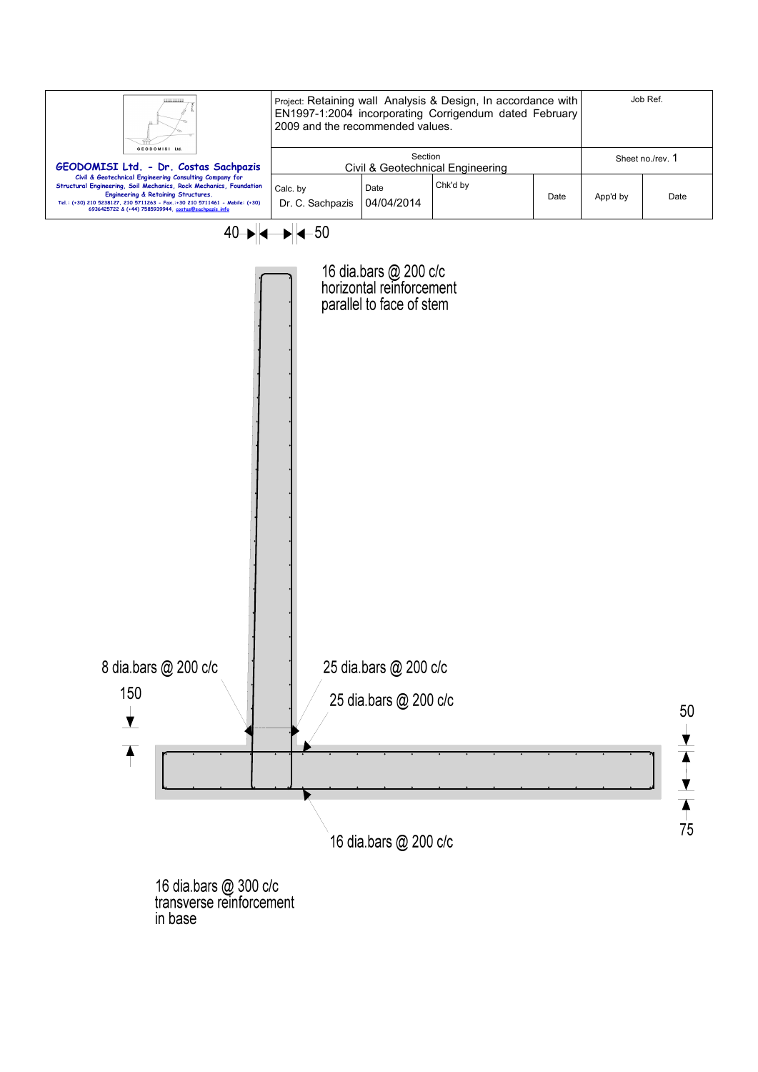| | Project: Retaining wall Analysis & Design, In accordance with EN1997-1:2004 incorporating Corrigendum dated February 2009 and the recommended values. | | | Job Ref. | |
|---|---|---|---|---|---|
| GEODOMISI Ltd. - Dr. Costas Sachpazis<br>Civil & Geotechnical Engineering Consulting Company for Structural Engineering, Soil Mechanics, Rock Mechanics, Foundation Engineering & Retaining Structures.<br>Tel.: (+30) 210 5238127, 210 5711263 - Fax.:+30 210 5711461 - Mobile: (+30) 6936425722 & (+44) 7585939944, costas@sachpazis.info | Section<br>Civil & Geotechnical Engineering | | | Sheet no./rev. 1 | |
| | Calc. by<br>Dr. C. Sachpazis | Date<br>04/04/2014 | Chk'd by | Date | App'd by | Date |

40

50

16 dia.bars @ 200 c/c
horizontal reinforcement
parallel to face of stem

8 dia.bars @ 200 c/c

150

25 dia.bars @ 200 c/c

25 dia.bars @ 200 c/c

50

75

16 dia.bars @ 200 c/c

16 dia.bars @ 300 c/c
transverse reinforcement
in base